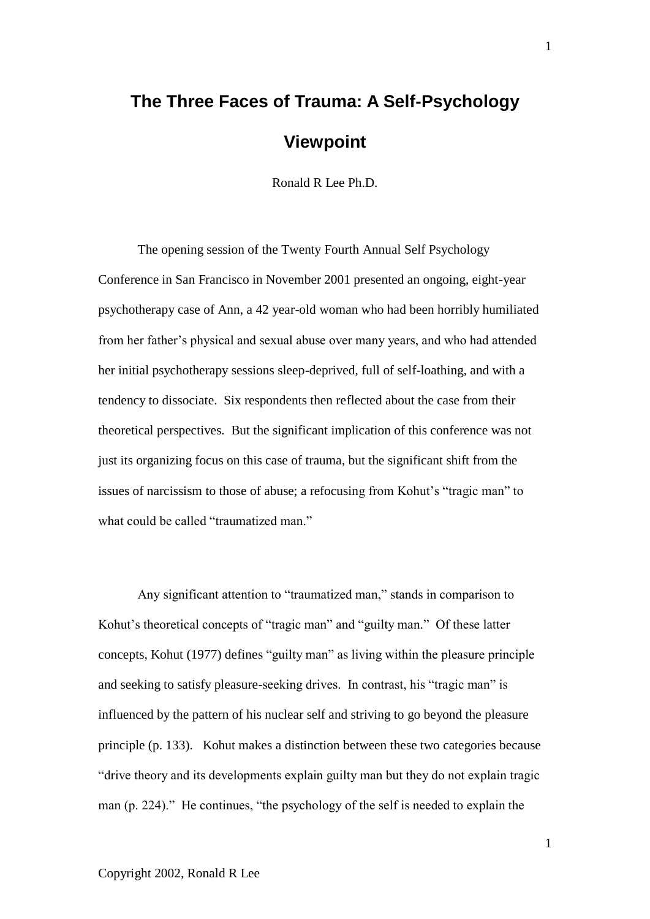# The Three Faces of Trauma: A Self-Psychology Viewpoint

Ronald R Lee Ph.D.

The opening session of the Twenty Fourth Annual Self Psychology Conference in San Francisco in November 2001 presented an ongoing, eight-year psychotherapy case of Ann, a 42 year-old woman who had been horribly humiliated from her father's physical and sexual abuse over many years, and who had attended her initial psychotherapy sessions sleep-deprived, full of self-loathing, and with a tendency to dissociate. Six respondents then reflected about the case from their theoretical perspectives. But the significant implication of this conference was not just its organizing focus on this case of trauma, but the significant shift from the issues of narcissism to those of abuse; a refocusing from Kohut's "tragic man" to what could be called "traumatized man."

Any significant attention to "traumatized man," stands in comparison to Kohut's theoretical concepts of "tragic man" and "guilty man." Of these latter concepts, Kohut (1977) defines "guilty man" as living within the pleasure principle and seeking to satisfy pleasure-seeking drives. In contrast, his "tragic man" is influenced by the pattern of his nuclear self and striving to go beyond the pleasure principle (p. 133). Kohut makes a distinction between these two categories because "drive theory and its developments explain guilty man but they do not explain tragic man (p. 224)." He continues, "the psychology of the self is needed to explain the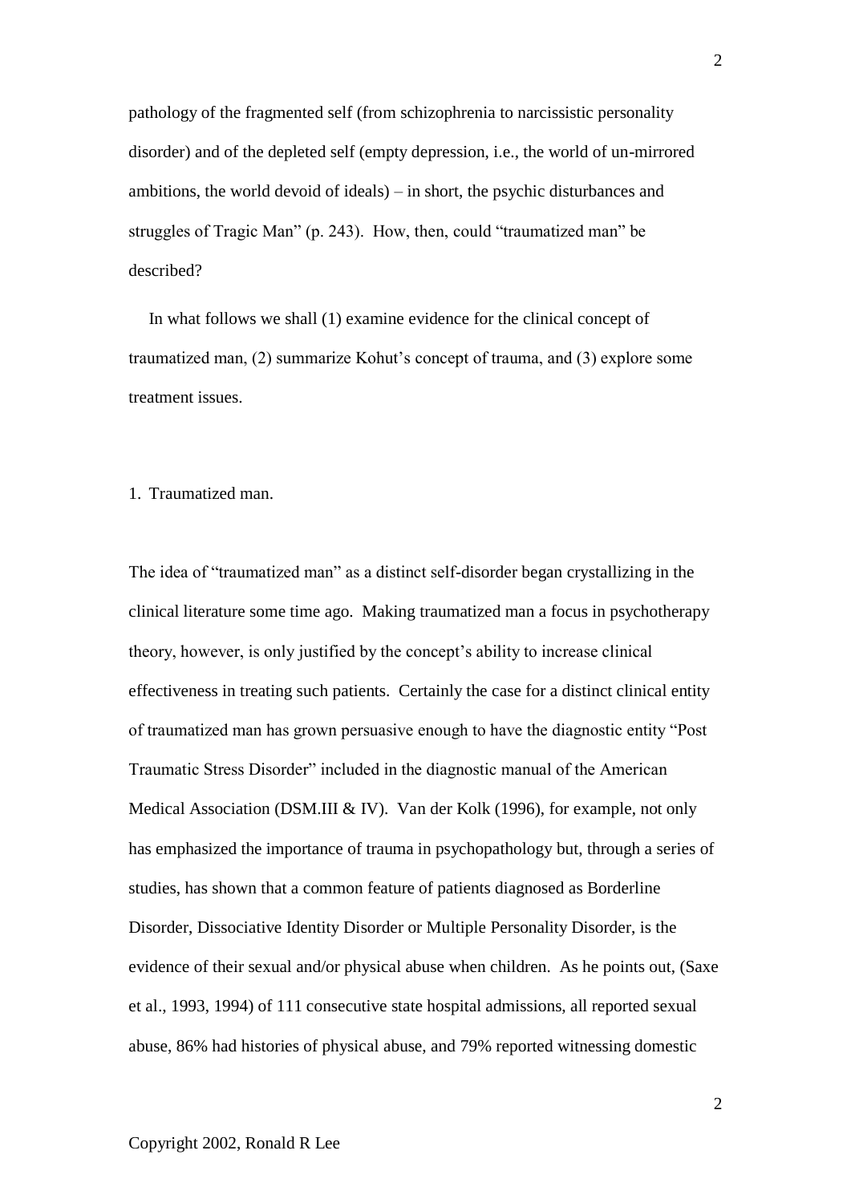pathology of the fragmented self (from schizophrenia to narcissistic personality disorder) and of the depleted self (empty depression, i.e., the world of un-mirrored ambitions, the world devoid of ideals) – in short, the psychic disturbances and struggles of Tragic Man" (p. 243). How, then, could "traumatized man" be described?

In what follows we shall (1) examine evidence for the clinical concept of traumatized man, (2) summarize Kohut's concept of trauma, and (3) explore some treatment issues.

## 1. Traumatized man.

The idea of "traumatized man" as a distinct self-disorder began crystallizing in the clinical literature some time ago. Making traumatized man a focus in psychotherapy theory, however, is only justified by the concept's ability to increase clinical effectiveness in treating such patients. Certainly the case for a distinct clinical entity of traumatized man has grown persuasive enough to have the diagnostic entity "Post Traumatic Stress Disorder" included in the diagnostic manual of the American Medical Association (DSM.III & IV). Van der Kolk (1996), for example, not only has emphasized the importance of trauma in psychopathology but, through a series of studies, has shown that a common feature of patients diagnosed as Borderline Disorder, Dissociative Identity Disorder or Multiple Personality Disorder, is the evidence of their sexual and/or physical abuse when children. As he points out, (Saxe et al., 1993, 1994) of 111 consecutive state hospital admissions, all reported sexual abuse, 86% had histories of physical abuse, and 79% reported witnessing domestic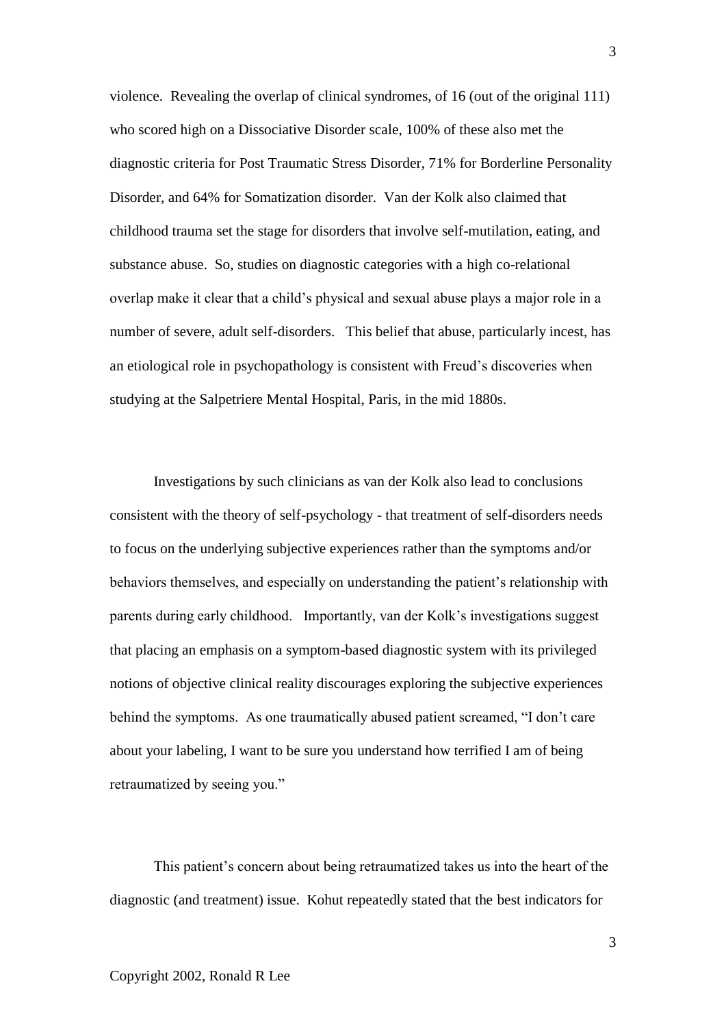violence. Revealing the overlap of clinical syndromes, of 16 (out of the original 111) who scored high on a Dissociative Disorder scale, 100% of these also met the diagnostic criteria for Post Traumatic Stress Disorder, 71% for Borderline Personality Disorder, and 64% for Somatization disorder. Van der Kolk also claimed that childhood trauma set the stage for disorders that involve self-mutilation, eating, and substance abuse. So, studies on diagnostic categories with a high co-relational overlap make it clear that a child's physical and sexual abuse plays a major role in a number of severe, adult self-disorders. This belief that abuse, particularly incest, has an etiological role in psychopathology is consistent with Freud's discoveries when studying at the Salpetriere Mental Hospital, Paris, in the mid 1880s.

Investigations by such clinicians as van der Kolk also lead to conclusions consistent with the theory of self-psychology - that treatment of self-disorders needs to focus on the underlying subjective experiences rather than the symptoms and/or behaviors themselves, and especially on understanding the patient's relationship with parents during early childhood. Importantly, van der Kolk's investigations suggest that placing an emphasis on a symptom-based diagnostic system with its privileged notions of objective clinical reality discourages exploring the subjective experiences behind the symptoms. As one traumatically abused patient screamed, "I don't care about your labeling, I want to be sure you understand how terrified I am of being retraumatized by seeing you."

This patient's concern about being retraumatized takes us into the heart of the diagnostic (and treatment) issue. Kohut repeatedly stated that the best indicators for

Copyright 2002, Ronald R Lee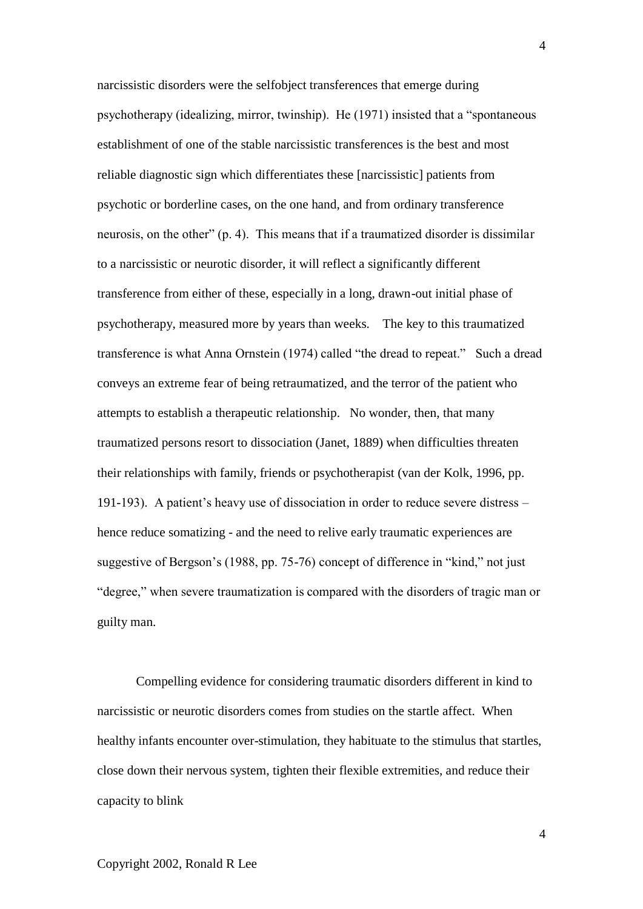narcissistic disorders were the selfobject transferences that emerge during psychotherapy (idealizing, mirror, twinship). He (1971) insisted that a "spontaneous establishment of one of the stable narcissistic transferences is the best and most reliable diagnostic sign which differentiates these [narcissistic] patients from psychotic or borderline cases, on the one hand, and from ordinary transference neurosis, on the other" (p. 4). This means that if a traumatized disorder is dissimilar to a narcissistic or neurotic disorder, it will reflect a significantly different transference from either of these, especially in a long, drawn-out initial phase of psychotherapy, measured more by years than weeks. The key to this traumatized transference is what Anna Ornstein (1974) called "the dread to repeat." Such a dread conveys an extreme fear of being retraumatized, and the terror of the patient who attempts to establish a therapeutic relationship. No wonder, then, that many traumatized persons resort to dissociation (Janet, 1889) when difficulties threaten their relationships with family, friends or psychotherapist (van der Kolk, 1996, pp. 191-193). A patient's heavy use of dissociation in order to reduce severe distress – hence reduce somatizing - and the need to relive early traumatic experiences are suggestive of Bergson's (1988, pp. 75-76) concept of difference in "kind," not just "degree," when severe traumatization is compared with the disorders of tragic man or guilty man.

Compelling evidence for considering traumatic disorders different in kind to narcissistic or neurotic disorders comes from studies on the startle affect. When healthy infants encounter over-stimulation, they habituate to the stimulus that startles, close down their nervous system, tighten their flexible extremities, and reduce their capacity to blink

Copyright 2002, Ronald R Lee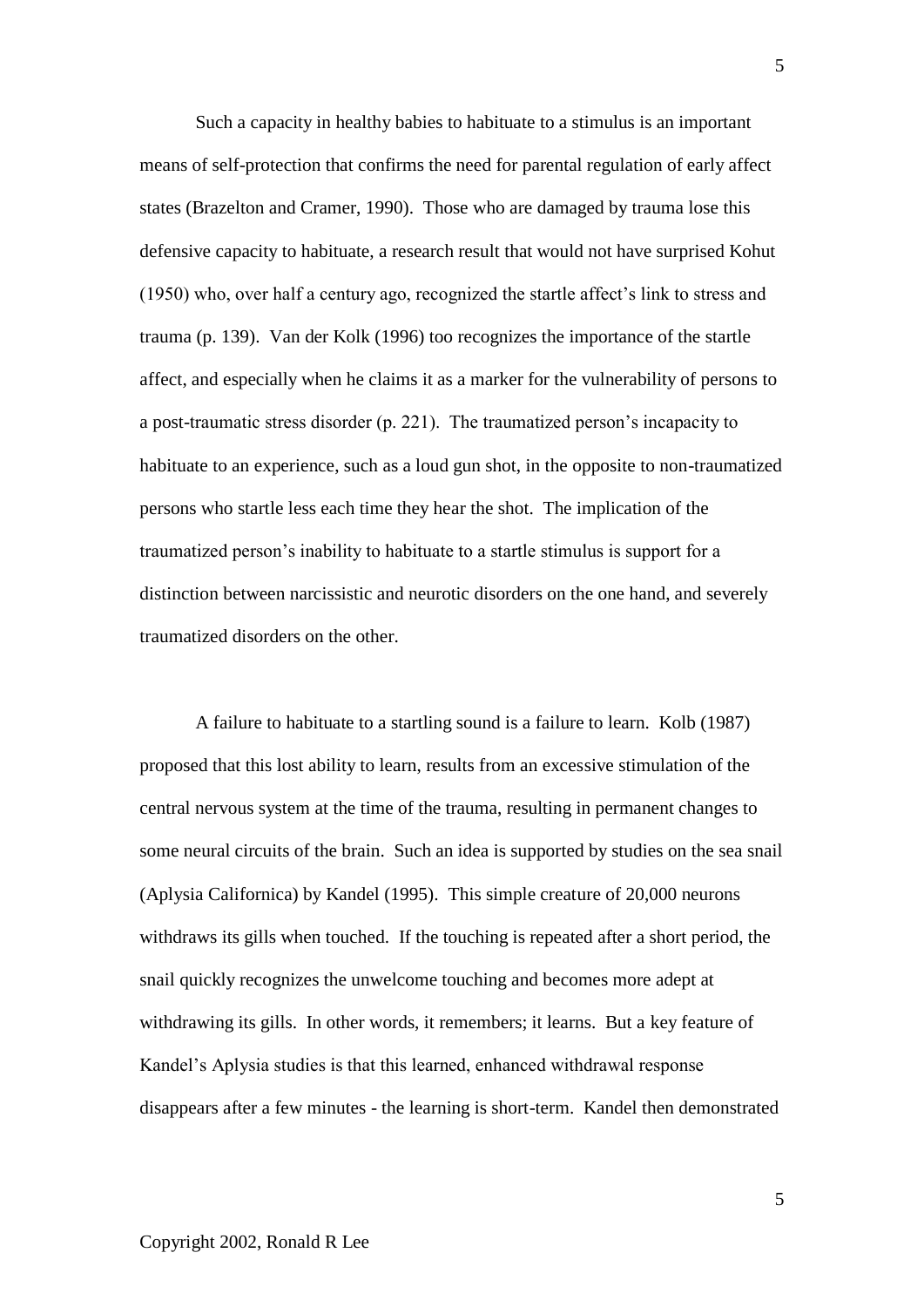Such a capacity in healthy babies to habituate to a stimulus is an important means of self-protection that confirms the need for parental regulation of early affect states (Brazelton and Cramer, 1990). Those who are damaged by trauma lose this defensive capacity to habituate, a research result that would not have surprised Kohut (1950) who, over half a century ago, recognized the startle affect's link to stress and trauma (p. 139). Van der Kolk (1996) too recognizes the importance of the startle affect, and especially when he claims it as a marker for the vulnerability of persons to a post-traumatic stress disorder (p. 221). The traumatized person's incapacity to habituate to an experience, such as a loud gun shot, in the opposite to non-traumatized persons who startle less each time they hear the shot. The implication of the traumatized person's inability to habituate to a startle stimulus is support for a distinction between narcissistic and neurotic disorders on the one hand, and severely traumatized disorders on the other.

A failure to habituate to a startling sound is a failure to learn. Kolb (1987) proposed that this lost ability to learn, results from an excessive stimulation of the central nervous system at the time of the trauma, resulting in permanent changes to some neural circuits of the brain. Such an idea is supported by studies on the sea snail (Aplysia Californica) by Kandel (1995). This simple creature of 20,000 neurons withdraws its gills when touched. If the touching is repeated after a short period, the snail quickly recognizes the unwelcome touching and becomes more adept at withdrawing its gills. In other words, it remembers; it learns. But a key feature of Kandel's Aplysia studies is that this learned, enhanced withdrawal response disappears after a few minutes - the learning is short-term. Kandel then demonstrated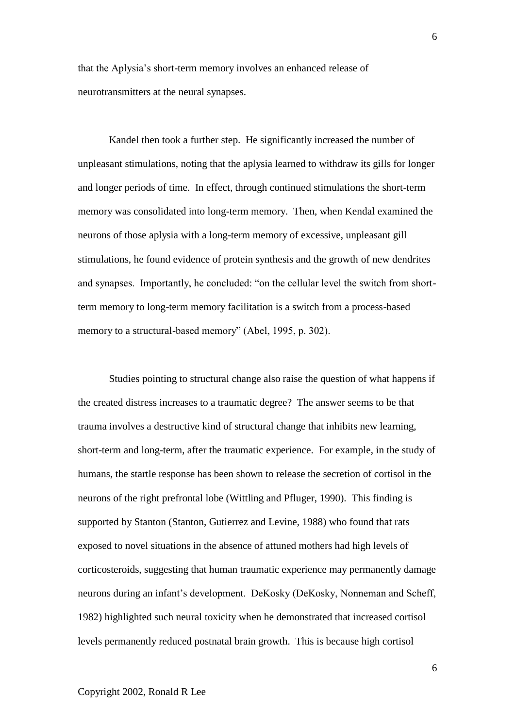that the Aplysia's short-term memory involves an enhanced release of neurotransmitters at the neural synapses.

Kandel then took a further step. He significantly increased the number of unpleasant stimulations, noting that the aplysia learned to withdraw its gills for longer and longer periods of time. In effect, through continued stimulations the short-term memory was consolidated into long-term memory. Then, when Kendal examined the neurons of those aplysia with a long-term memory of excessive, unpleasant gill stimulations, he found evidence of protein synthesis and the growth of new dendrites and synapses. Importantly, he concluded: "on the cellular level the switch from short-term memory to long-term memory facilitation is a switch from a process-based memory to a structural-based memory" (Abel, 1995, p. 302).

Studies pointing to structural change also raise the question of what happens if the created distress increases to a traumatic degree? The answer seems to be that trauma involves a destructive kind of structural change that inhibits new learning, short-term and long-term, after the traumatic experience. For example, in the study of humans, the startle response has been shown to release the secretion of cortisol in the neurons of the right prefrontal lobe (Wittling and Pfluger, 1990). This finding is supported by Stanton (Stanton, Gutierrez and Levine, 1988) who found that rats exposed to novel situations in the absence of attuned mothers had high levels of corticosteroids, suggesting that human traumatic experience may permanently damage neurons during an infant's development. DeKosky (DeKosky, Nonneman and Scheff, 1982) highlighted such neural toxicity when he demonstrated that increased cortisol levels permanently reduced postnatal brain growth. This is because high cortisol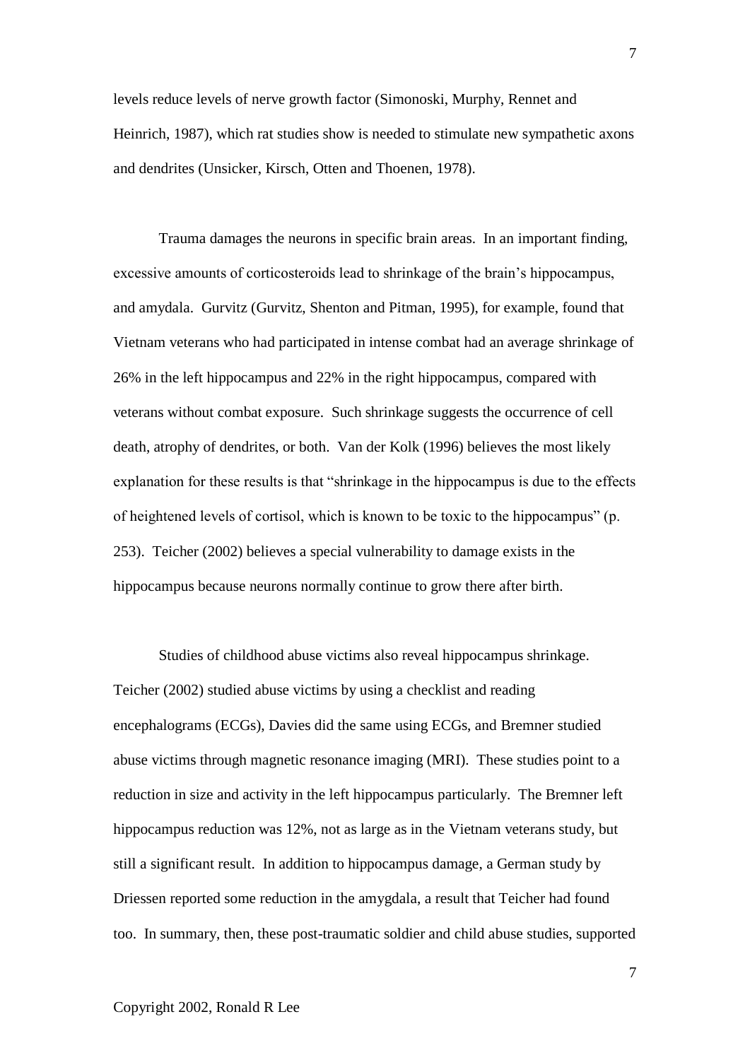levels reduce levels of nerve growth factor (Simonoski, Murphy, Rennet and Heinrich, 1987), which rat studies show is needed to stimulate new sympathetic axons and dendrites (Unsicker, Kirsch, Otten and Thoenen, 1978).

Trauma damages the neurons in specific brain areas. In an important finding, excessive amounts of corticosteroids lead to shrinkage of the brain's hippocampus, and amydala. Gurvitz (Gurvitz, Shenton and Pitman, 1995), for example, found that Vietnam veterans who had participated in intense combat had an average shrinkage of 26% in the left hippocampus and 22% in the right hippocampus, compared with veterans without combat exposure. Such shrinkage suggests the occurrence of cell death, atrophy of dendrites, or both. Van der Kolk (1996) believes the most likely explanation for these results is that "shrinkage in the hippocampus is due to the effects of heightened levels of cortisol, which is known to be toxic to the hippocampus" (p. 253). Teicher (2002) believes a special vulnerability to damage exists in the hippocampus because neurons normally continue to grow there after birth.

Studies of childhood abuse victims also reveal hippocampus shrinkage. Teicher (2002) studied abuse victims by using a checklist and reading encephalograms (ECGs), Davies did the same using ECGs, and Bremner studied abuse victims through magnetic resonance imaging (MRI). These studies point to a reduction in size and activity in the left hippocampus particularly. The Bremner left hippocampus reduction was 12%, not as large as in the Vietnam veterans study, but still a significant result. In addition to hippocampus damage, a German study by Driessen reported some reduction in the amygdala, a result that Teicher had found too. In summary, then, these post-traumatic soldier and child abuse studies, supported

Copyright 2002, Ronald R Lee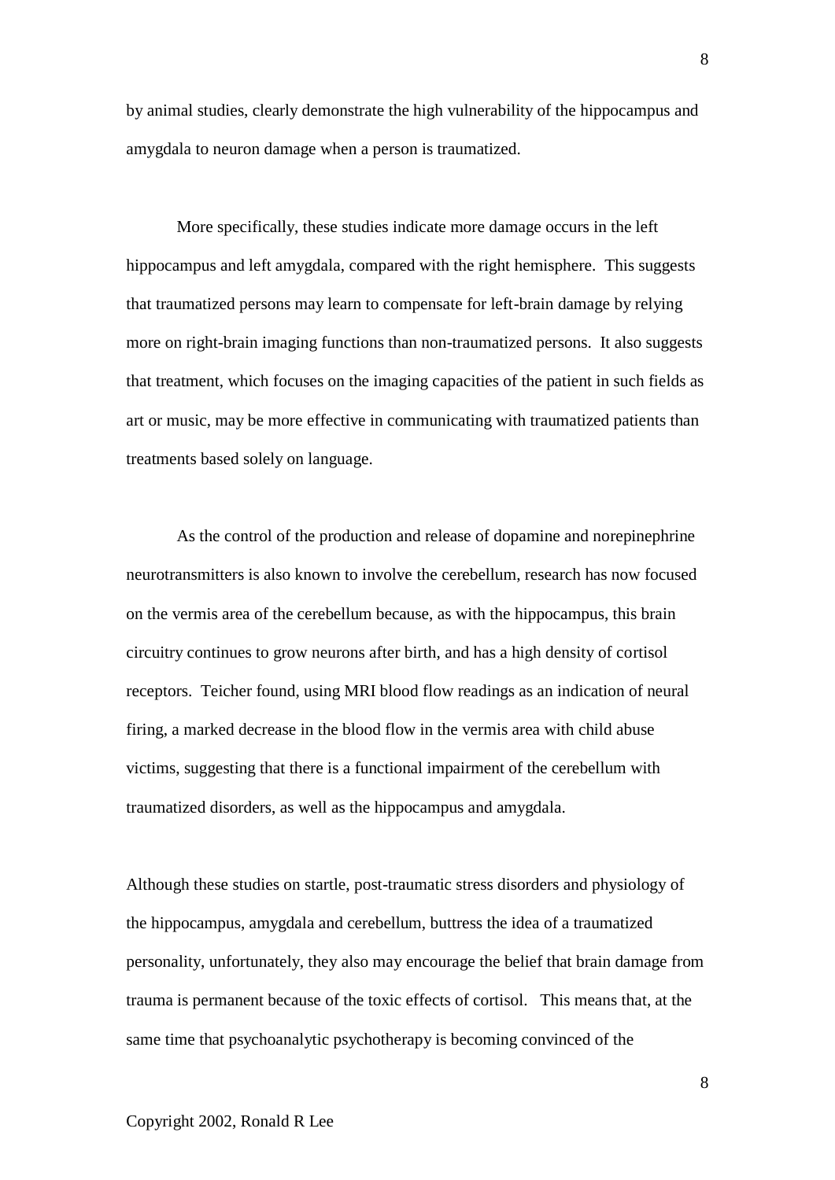by animal studies, clearly demonstrate the high vulnerability of the hippocampus and amygdala to neuron damage when a person is traumatized.

More specifically, these studies indicate more damage occurs in the left hippocampus and left amygdala, compared with the right hemisphere. This suggests that traumatized persons may learn to compensate for left-brain damage by relying more on right-brain imaging functions than non-traumatized persons. It also suggests that treatment, which focuses on the imaging capacities of the patient in such fields as art or music, may be more effective in communicating with traumatized patients than treatments based solely on language.

As the control of the production and release of dopamine and norepinephrine neurotransmitters is also known to involve the cerebellum, research has now focused on the vermis area of the cerebellum because, as with the hippocampus, this brain circuitry continues to grow neurons after birth, and has a high density of cortisol receptors. Teicher found, using MRI blood flow readings as an indication of neural firing, a marked decrease in the blood flow in the vermis area with child abuse victims, suggesting that there is a functional impairment of the cerebellum with traumatized disorders, as well as the hippocampus and amygdala.

Although these studies on startle, post-traumatic stress disorders and physiology of the hippocampus, amygdala and cerebellum, buttress the idea of a traumatized personality, unfortunately, they also may encourage the belief that brain damage from trauma is permanent because of the toxic effects of cortisol. This means that, at the same time that psychoanalytic psychotherapy is becoming convinced of the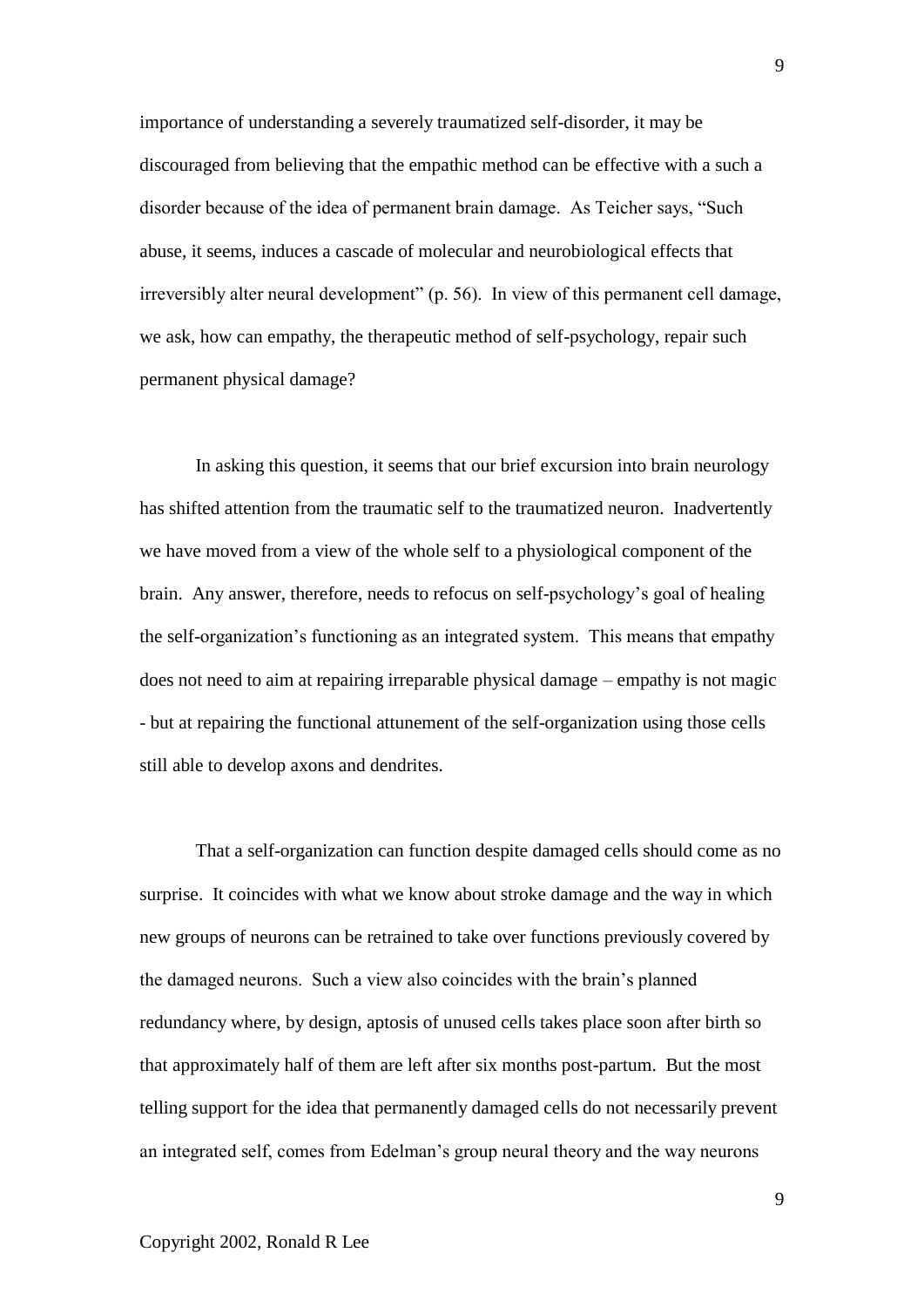importance of understanding a severely traumatized self-disorder, it may be discouraged from believing that the empathic method can be effective with a such a disorder because of the idea of permanent brain damage. As Teicher says, "Such abuse, it seems, induces a cascade of molecular and neurobiological effects that irreversibly alter neural development" (p. 56). In view of this permanent cell damage, we ask, how can empathy, the therapeutic method of self-psychology, repair such permanent physical damage?

In asking this question, it seems that our brief excursion into brain neurology has shifted attention from the traumatic self to the traumatized neuron. Inadvertently we have moved from a view of the whole self to a physiological component of the brain. Any answer, therefore, needs to refocus on self-psychology's goal of healing the self-organization's functioning as an integrated system. This means that empathy does not need to aim at repairing irreparable physical damage – empathy is not magic - but at repairing the functional attunement of the self-organization using those cells still able to develop axons and dendrites.

That a self-organization can function despite damaged cells should come as no surprise. It coincides with what we know about stroke damage and the way in which new groups of neurons can be retrained to take over functions previously covered by the damaged neurons. Such a view also coincides with the brain's planned redundancy where, by design, aptosis of unused cells takes place soon after birth so that approximately half of them are left after six months post-partum. But the most telling support for the idea that permanently damaged cells do not necessarily prevent an integrated self, comes from Edelman's group neural theory and the way neurons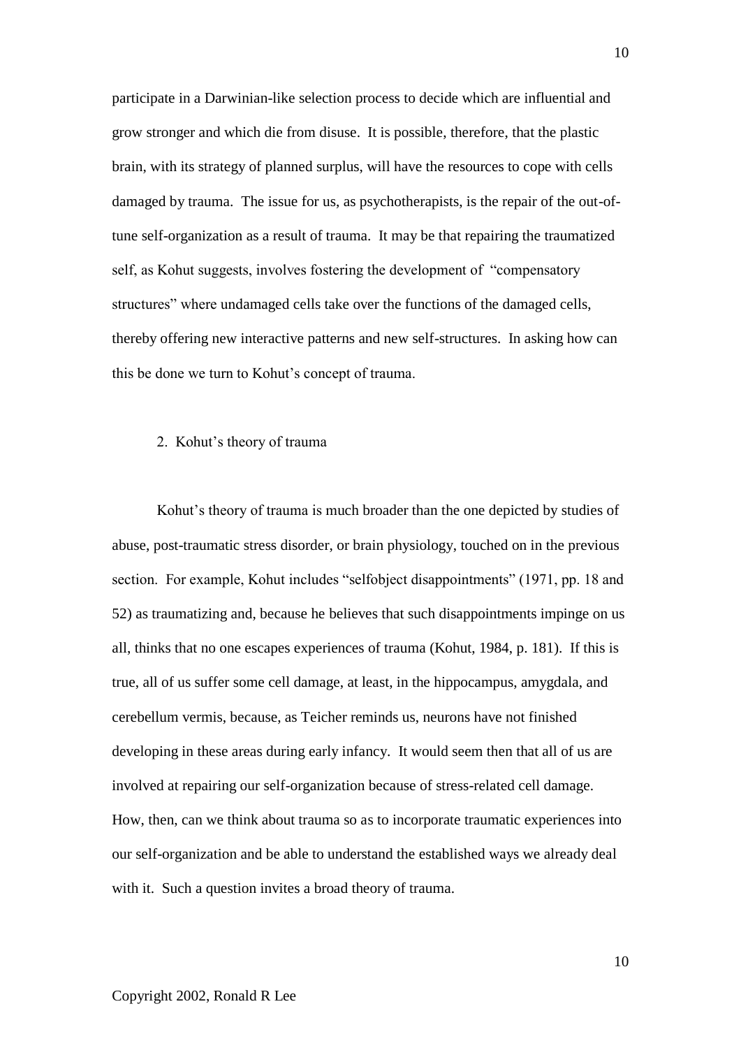participate in a Darwinian-like selection process to decide which are influential and grow stronger and which die from disuse. It is possible, therefore, that the plastic brain, with its strategy of planned surplus, will have the resources to cope with cells damaged by trauma. The issue for us, as psychotherapists, is the repair of the out-of-tune self-organization as a result of trauma. It may be that repairing the traumatized self, as Kohut suggests, involves fostering the development of "compensatory structures" where undamaged cells take over the functions of the damaged cells, thereby offering new interactive patterns and new self-structures. In asking how can this be done we turn to Kohut's concept of trauma.

## 2. Kohut's theory of trauma

Kohut's theory of trauma is much broader than the one depicted by studies of abuse, post-traumatic stress disorder, or brain physiology, touched on in the previous section. For example, Kohut includes "selfobject disappointments" (1971, pp. 18 and 52) as traumatizing and, because he believes that such disappointments impinge on us all, thinks that no one escapes experiences of trauma (Kohut, 1984, p. 181). If this is true, all of us suffer some cell damage, at least, in the hippocampus, amygdala, and cerebellum vermis, because, as Teicher reminds us, neurons have not finished developing in these areas during early infancy. It would seem then that all of us are involved at repairing our self-organization because of stress-related cell damage. How, then, can we think about trauma so as to incorporate traumatic experiences into our self-organization and be able to understand the established ways we already deal with it. Such a question invites a broad theory of trauma.

Copyright 2002, Ronald R Lee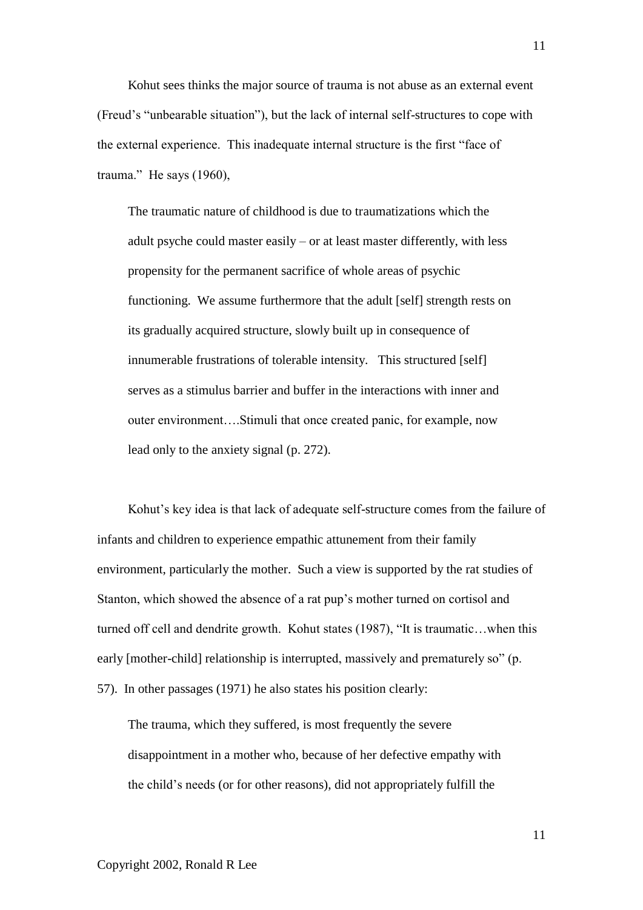Kohut sees thinks the major source of trauma is not abuse as an external event (Freud's "unbearable situation"), but the lack of internal self-structures to cope with the external experience. This inadequate internal structure is the first "face of trauma." He says (1960),

> The traumatic nature of childhood is due to traumatizations which the adult psyche could master easily – or at least master differently, with less propensity for the permanent sacrifice of whole areas of psychic functioning. We assume furthermore that the adult [self] strength rests on its gradually acquired structure, slowly built up in consequence of innumerable frustrations of tolerable intensity. This structured [self] serves as a stimulus barrier and buffer in the interactions with inner and outer environment….Stimuli that once created panic, for example, now lead only to the anxiety signal (p. 272).

Kohut's key idea is that lack of adequate self-structure comes from the failure of infants and children to experience empathic attunement from their family environment, particularly the mother. Such a view is supported by the rat studies of Stanton, which showed the absence of a rat pup's mother turned on cortisol and turned off cell and dendrite growth. Kohut states (1987), "It is traumatic…when this early [mother-child] relationship is interrupted, massively and prematurely so" (p. 57). In other passages (1971) he also states his position clearly:

> The trauma, which they suffered, is most frequently the severe disappointment in a mother who, because of her defective empathy with the child's needs (or for other reasons), did not appropriately fulfill the

Copyright 2002, Ronald R Lee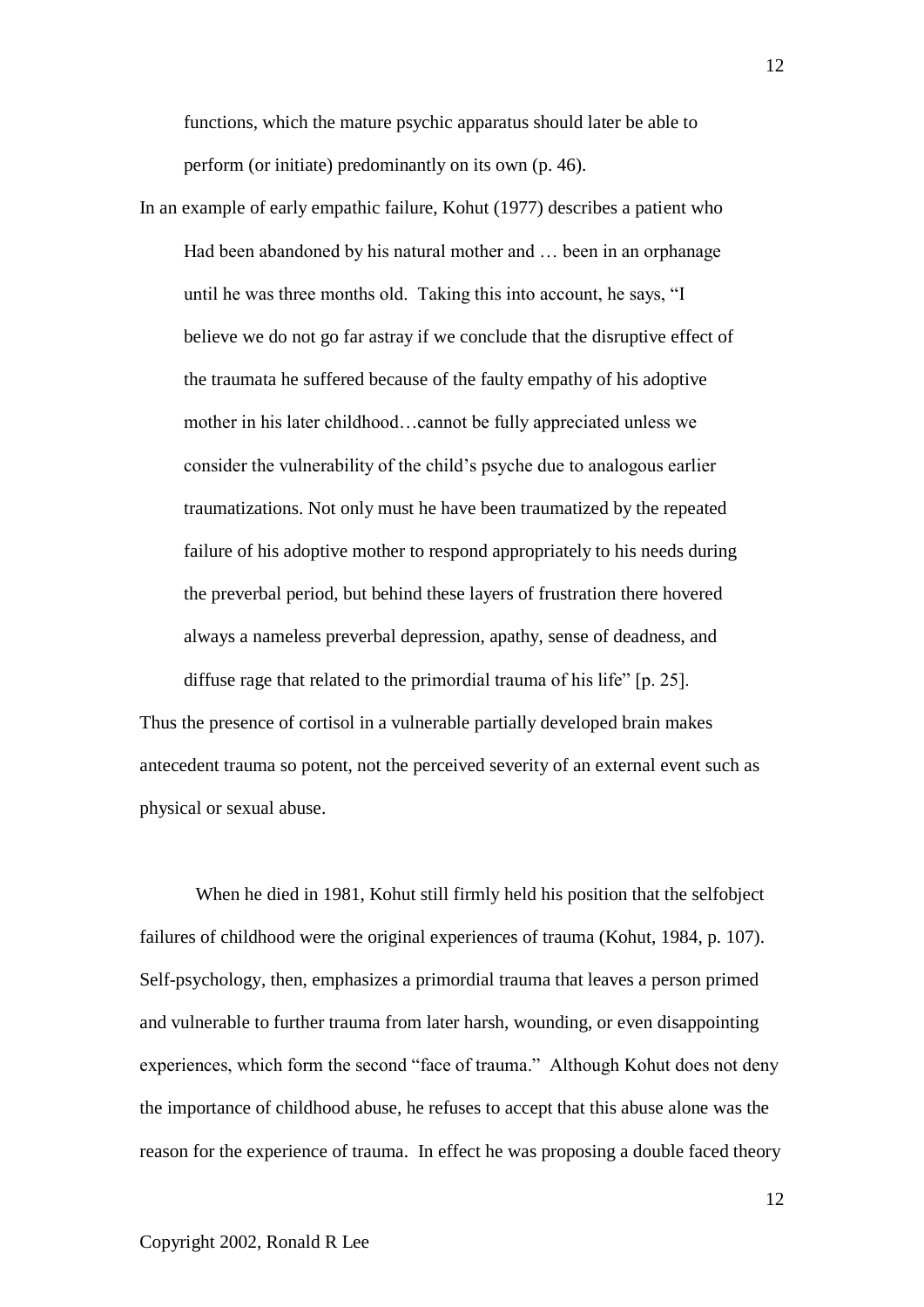> functions, which the mature psychic apparatus should later be able to perform (or initiate) predominantly on its own (p. 46).

In an example of early empathic failure, Kohut (1977) describes a patient who

> Had been abandoned by his natural mother and … been in an orphanage until he was three months old. Taking this into account, he says, "I believe we do not go far astray if we conclude that the disruptive effect of the traumata he suffered because of the faulty empathy of his adoptive mother in his later childhood…cannot be fully appreciated unless we consider the vulnerability of the child's psyche due to analogous earlier traumatizations. Not only must he have been traumatized by the repeated failure of his adoptive mother to respond appropriately to his needs during the preverbal period, but behind these layers of frustration there hovered always a nameless preverbal depression, apathy, sense of deadness, and diffuse rage that related to the primordial trauma of his life" [p. 25].

Thus the presence of cortisol in a vulnerable partially developed brain makes antecedent trauma so potent, not the perceived severity of an external event such as physical or sexual abuse.

When he died in 1981, Kohut still firmly held his position that the selfobject failures of childhood were the original experiences of trauma (Kohut, 1984, p. 107). Self-psychology, then, emphasizes a primordial trauma that leaves a person primed and vulnerable to further trauma from later harsh, wounding, or even disappointing experiences, which form the second "face of trauma." Although Kohut does not deny the importance of childhood abuse, he refuses to accept that this abuse alone was the reason for the experience of trauma. In effect he was proposing a double faced theory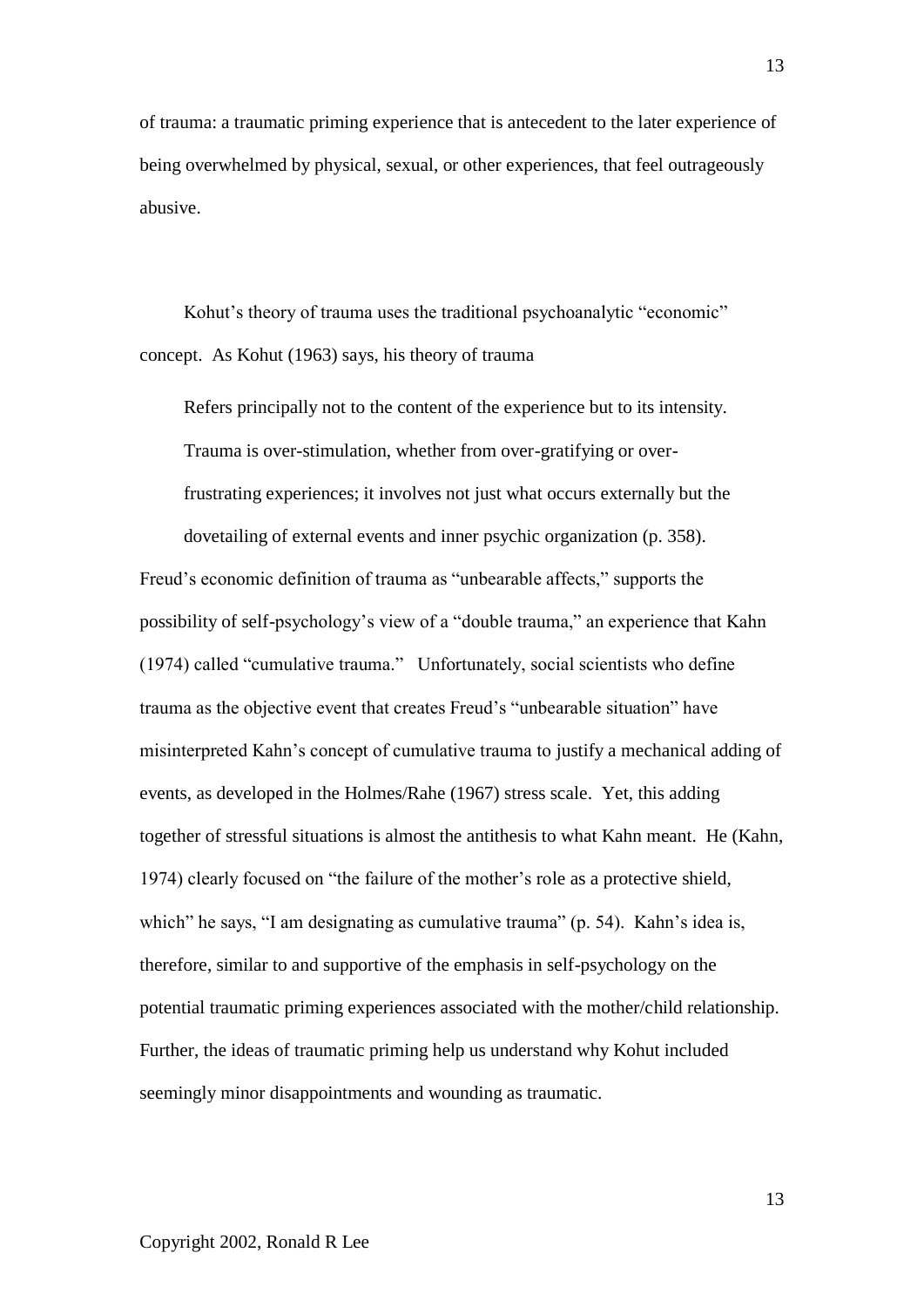of trauma: a traumatic priming experience that is antecedent to the later experience of being overwhelmed by physical, sexual, or other experiences, that feel outrageously abusive.

Kohut's theory of trauma uses the traditional psychoanalytic "economic" concept. As Kohut (1963) says, his theory of trauma

> Refers principally not to the content of the experience but to its intensity. Trauma is over-stimulation, whether from over-gratifying or over-frustrating experiences; it involves not just what occurs externally but the dovetailing of external events and inner psychic organization (p. 358).

Freud's economic definition of trauma as "unbearable affects," supports the possibility of self-psychology's view of a "double trauma," an experience that Kahn (1974) called "cumulative trauma." Unfortunately, social scientists who define trauma as the objective event that creates Freud's "unbearable situation" have misinterpreted Kahn's concept of cumulative trauma to justify a mechanical adding of events, as developed in the Holmes/Rahe (1967) stress scale. Yet, this adding together of stressful situations is almost the antithesis to what Kahn meant. He (Kahn, 1974) clearly focused on "the failure of the mother's role as a protective shield, which" he says, "I am designating as cumulative trauma" (p. 54). Kahn's idea is, therefore, similar to and supportive of the emphasis in self-psychology on the potential traumatic priming experiences associated with the mother/child relationship. Further, the ideas of traumatic priming help us understand why Kohut included seemingly minor disappointments and wounding as traumatic.

Copyright 2002, Ronald R Lee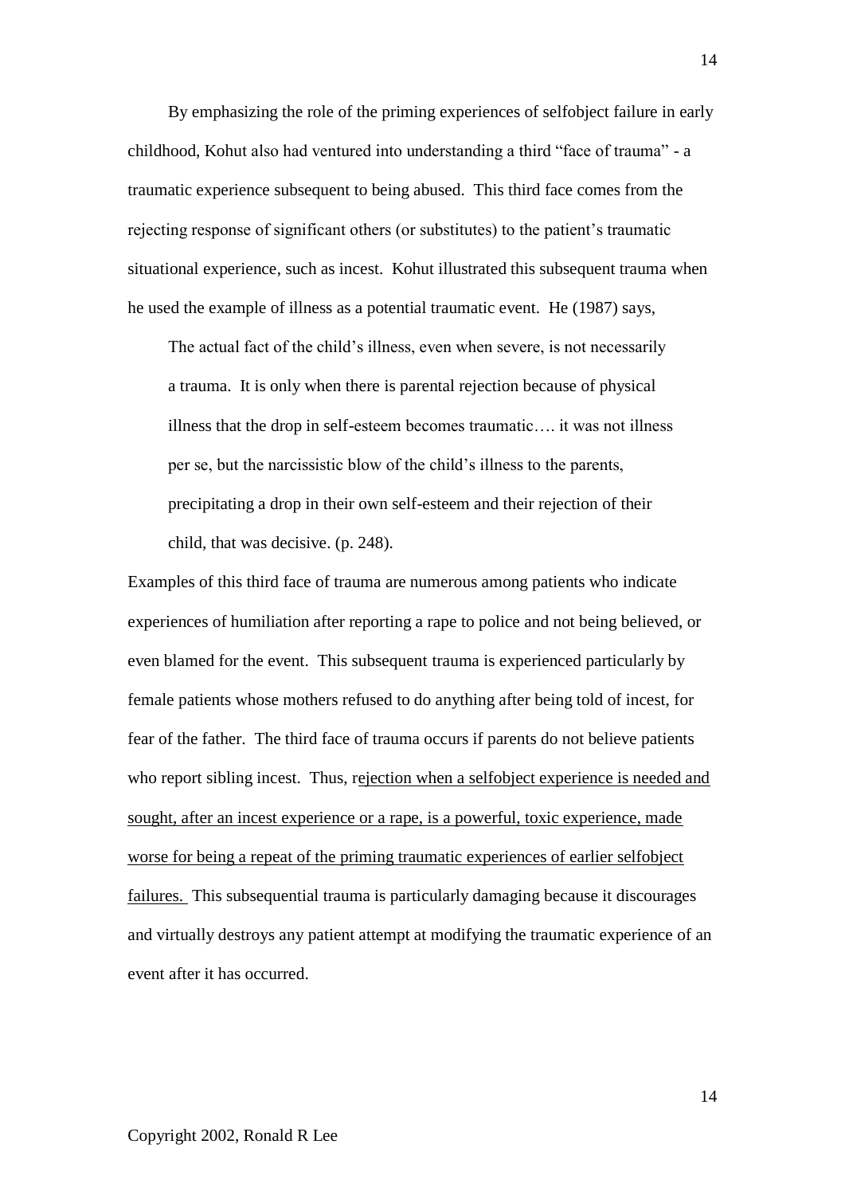By emphasizing the role of the priming experiences of selfobject failure in early childhood, Kohut also had ventured into understanding a third "face of trauma" - a traumatic experience subsequent to being abused. This third face comes from the rejecting response of significant others (or substitutes) to the patient's traumatic situational experience, such as incest. Kohut illustrated this subsequent trauma when he used the example of illness as a potential traumatic event. He (1987) says,

> The actual fact of the child's illness, even when severe, is not necessarily a trauma. It is only when there is parental rejection because of physical illness that the drop in self-esteem becomes traumatic…. it was not illness per se, but the narcissistic blow of the child's illness to the parents, precipitating a drop in their own self-esteem and their rejection of their child, that was decisive. (p. 248).

Examples of this third face of trauma are numerous among patients who indicate experiences of humiliation after reporting a rape to police and not being believed, or even blamed for the event. This subsequent trauma is experienced particularly by female patients whose mothers refused to do anything after being told of incest, for fear of the father. The third face of trauma occurs if parents do not believe patients who report sibling incest. Thus, <u>rejection when a selfobject experience is needed and sought, after an incest experience or a rape, is a powerful, toxic experience, made worse for being a repeat of the priming traumatic experiences of earlier selfobject failures.</u> This subsequential trauma is particularly damaging because it discourages and virtually destroys any patient attempt at modifying the traumatic experience of an event after it has occurred.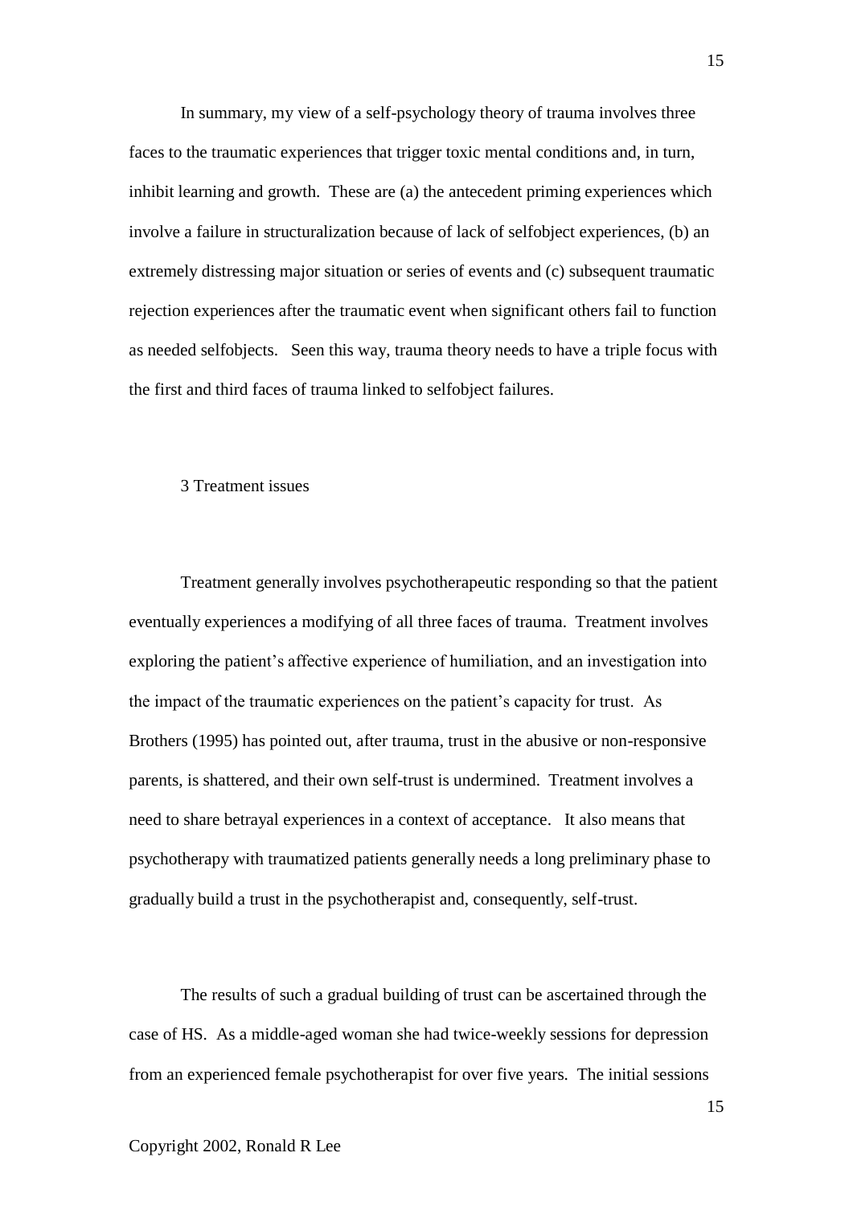In summary, my view of a self-psychology theory of trauma involves three faces to the traumatic experiences that trigger toxic mental conditions and, in turn, inhibit learning and growth. These are (a) the antecedent priming experiences which involve a failure in structuralization because of lack of selfobject experiences, (b) an extremely distressing major situation or series of events and (c) subsequent traumatic rejection experiences after the traumatic event when significant others fail to function as needed selfobjects. Seen this way, trauma theory needs to have a triple focus with the first and third faces of trauma linked to selfobject failures.

## 3 Treatment issues

Treatment generally involves psychotherapeutic responding so that the patient eventually experiences a modifying of all three faces of trauma. Treatment involves exploring the patient's affective experience of humiliation, and an investigation into the impact of the traumatic experiences on the patient's capacity for trust. As Brothers (1995) has pointed out, after trauma, trust in the abusive or non-responsive parents, is shattered, and their own self-trust is undermined. Treatment involves a need to share betrayal experiences in a context of acceptance. It also means that psychotherapy with traumatized patients generally needs a long preliminary phase to gradually build a trust in the psychotherapist and, consequently, self-trust.

The results of such a gradual building of trust can be ascertained through the case of HS. As a middle-aged woman she had twice-weekly sessions for depression from an experienced female psychotherapist for over five years. The initial sessions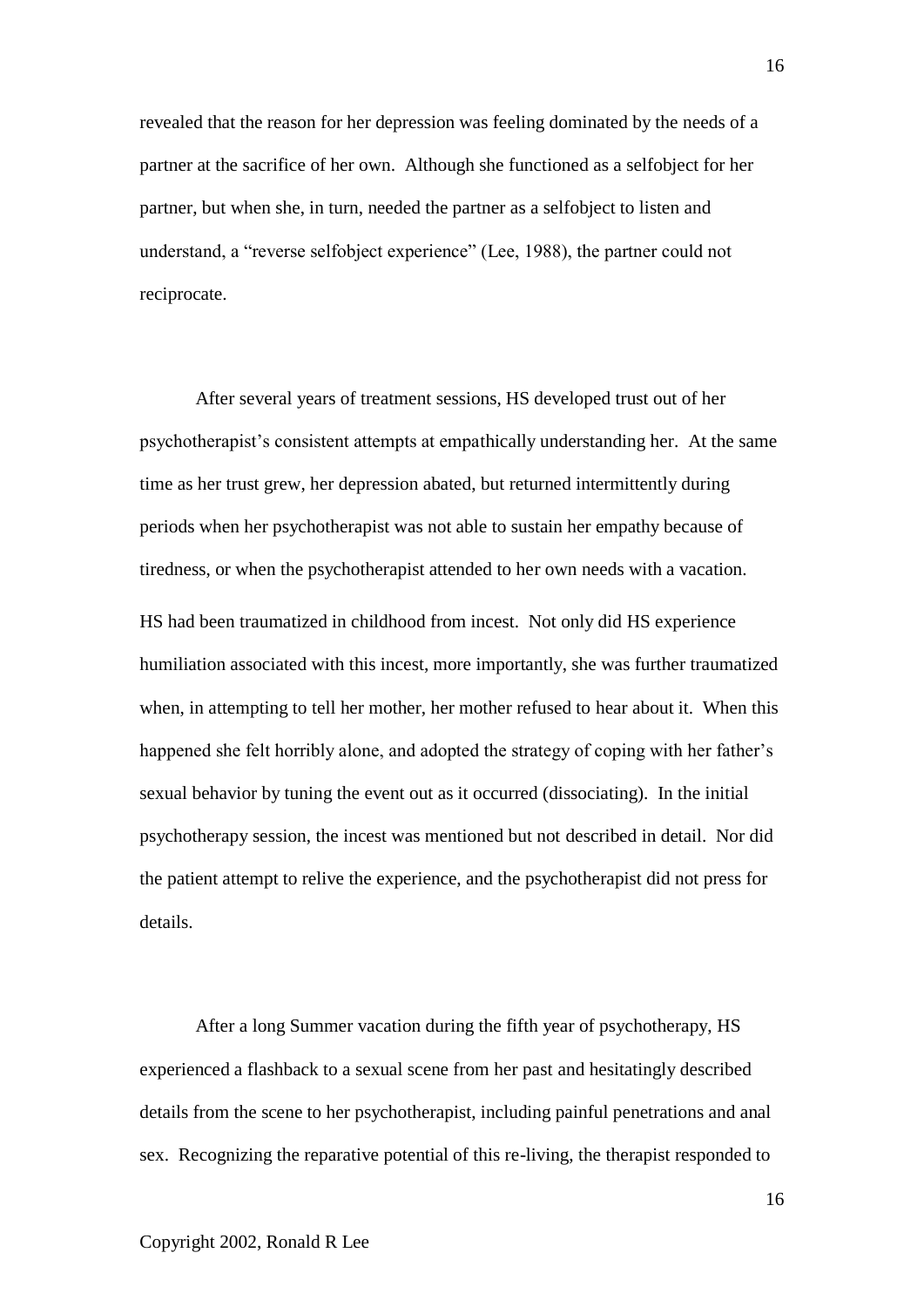revealed that the reason for her depression was feeling dominated by the needs of a partner at the sacrifice of her own. Although she functioned as a selfobject for her partner, but when she, in turn, needed the partner as a selfobject to listen and understand, a "reverse selfobject experience" (Lee, 1988), the partner could not reciprocate.

After several years of treatment sessions, HS developed trust out of her psychotherapist's consistent attempts at empathically understanding her. At the same time as her trust grew, her depression abated, but returned intermittently during periods when her psychotherapist was not able to sustain her empathy because of tiredness, or when the psychotherapist attended to her own needs with a vacation. HS had been traumatized in childhood from incest. Not only did HS experience humiliation associated with this incest, more importantly, she was further traumatized when, in attempting to tell her mother, her mother refused to hear about it. When this happened she felt horribly alone, and adopted the strategy of coping with her father's sexual behavior by tuning the event out as it occurred (dissociating). In the initial psychotherapy session, the incest was mentioned but not described in detail. Nor did the patient attempt to relive the experience, and the psychotherapist did not press for details.

After a long Summer vacation during the fifth year of psychotherapy, HS experienced a flashback to a sexual scene from her past and hesitatingly described details from the scene to her psychotherapist, including painful penetrations and anal sex. Recognizing the reparative potential of this re-living, the therapist responded to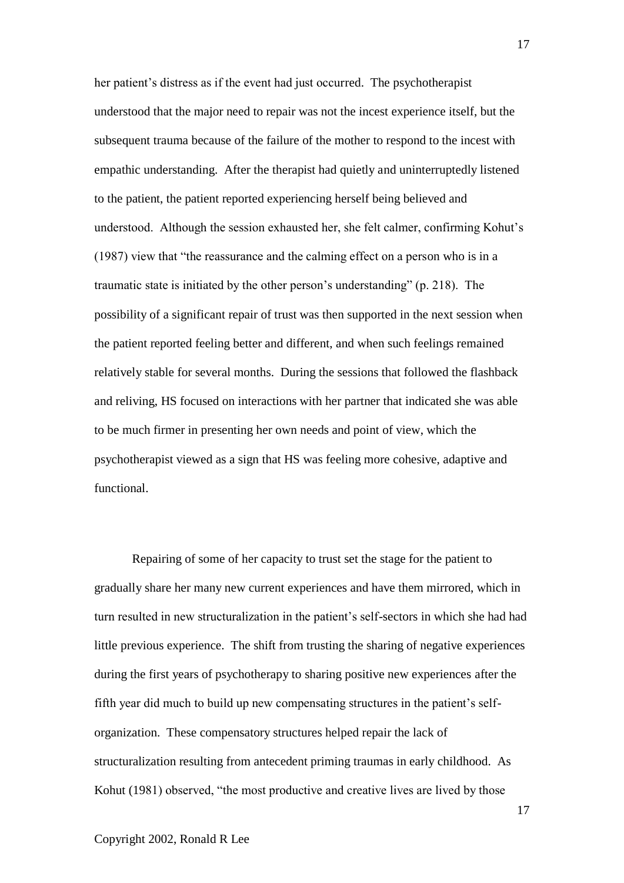her patient's distress as if the event had just occurred. The psychotherapist understood that the major need to repair was not the incest experience itself, but the subsequent trauma because of the failure of the mother to respond to the incest with empathic understanding. After the therapist had quietly and uninterruptedly listened to the patient, the patient reported experiencing herself being believed and understood. Although the session exhausted her, she felt calmer, confirming Kohut's (1987) view that "the reassurance and the calming effect on a person who is in a traumatic state is initiated by the other person's understanding" (p. 218). The possibility of a significant repair of trust was then supported in the next session when the patient reported feeling better and different, and when such feelings remained relatively stable for several months. During the sessions that followed the flashback and reliving, HS focused on interactions with her partner that indicated she was able to be much firmer in presenting her own needs and point of view, which the psychotherapist viewed as a sign that HS was feeling more cohesive, adaptive and functional.

Repairing of some of her capacity to trust set the stage for the patient to gradually share her many new current experiences and have them mirrored, which in turn resulted in new structuralization in the patient's self-sectors in which she had had little previous experience. The shift from trusting the sharing of negative experiences during the first years of psychotherapy to sharing positive new experiences after the fifth year did much to build up new compensating structures in the patient's self-organization. These compensatory structures helped repair the lack of structuralization resulting from antecedent priming traumas in early childhood. As Kohut (1981) observed, "the most productive and creative lives are lived by those

Copyright 2002, Ronald R Lee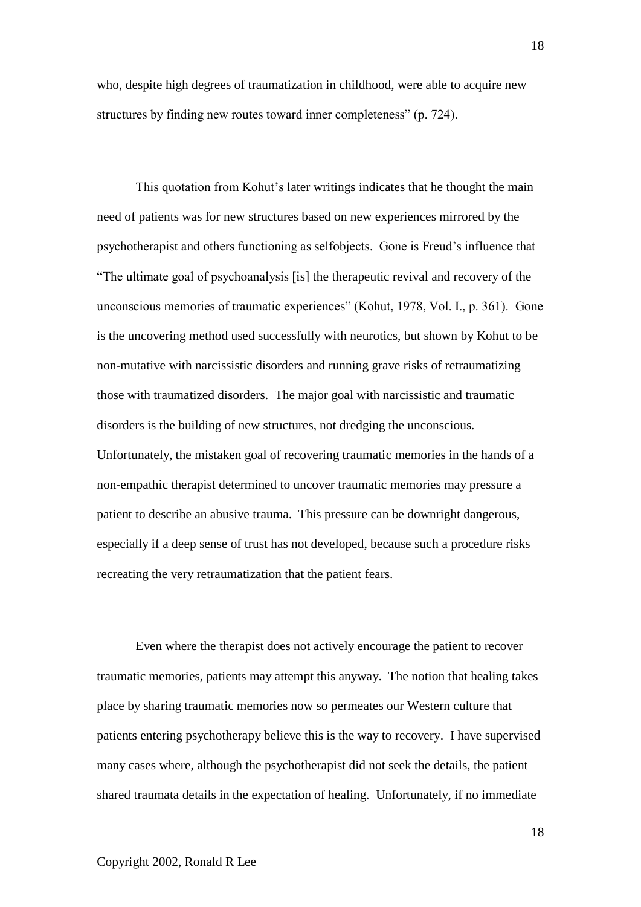who, despite high degrees of traumatization in childhood, were able to acquire new structures by finding new routes toward inner completeness" (p. 724).

This quotation from Kohut's later writings indicates that he thought the main need of patients was for new structures based on new experiences mirrored by the psychotherapist and others functioning as selfobjects. Gone is Freud's influence that "The ultimate goal of psychoanalysis [is] the therapeutic revival and recovery of the unconscious memories of traumatic experiences" (Kohut, 1978, Vol. I., p. 361). Gone is the uncovering method used successfully with neurotics, but shown by Kohut to be non-mutative with narcissistic disorders and running grave risks of retraumatizing those with traumatized disorders. The major goal with narcissistic and traumatic disorders is the building of new structures, not dredging the unconscious. Unfortunately, the mistaken goal of recovering traumatic memories in the hands of a non-empathic therapist determined to uncover traumatic memories may pressure a patient to describe an abusive trauma. This pressure can be downright dangerous, especially if a deep sense of trust has not developed, because such a procedure risks recreating the very retraumatization that the patient fears.

Even where the therapist does not actively encourage the patient to recover traumatic memories, patients may attempt this anyway. The notion that healing takes place by sharing traumatic memories now so permeates our Western culture that patients entering psychotherapy believe this is the way to recovery. I have supervised many cases where, although the psychotherapist did not seek the details, the patient shared traumata details in the expectation of healing. Unfortunately, if no immediate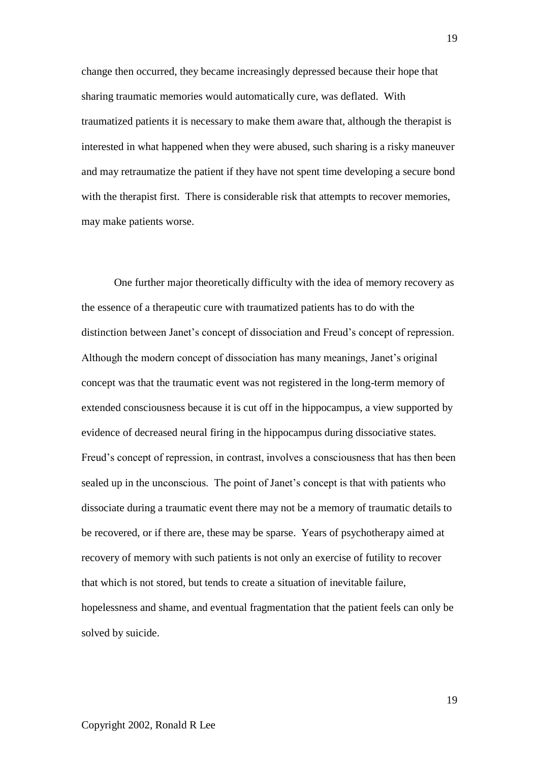change then occurred, they became increasingly depressed because their hope that sharing traumatic memories would automatically cure, was deflated. With traumatized patients it is necessary to make them aware that, although the therapist is interested in what happened when they were abused, such sharing is a risky maneuver and may retraumatize the patient if they have not spent time developing a secure bond with the therapist first. There is considerable risk that attempts to recover memories, may make patients worse.

One further major theoretically difficulty with the idea of memory recovery as the essence of a therapeutic cure with traumatized patients has to do with the distinction between Janet's concept of dissociation and Freud's concept of repression. Although the modern concept of dissociation has many meanings, Janet's original concept was that the traumatic event was not registered in the long-term memory of extended consciousness because it is cut off in the hippocampus, a view supported by evidence of decreased neural firing in the hippocampus during dissociative states. Freud's concept of repression, in contrast, involves a consciousness that has then been sealed up in the unconscious. The point of Janet's concept is that with patients who dissociate during a traumatic event there may not be a memory of traumatic details to be recovered, or if there are, these may be sparse. Years of psychotherapy aimed at recovery of memory with such patients is not only an exercise of futility to recover that which is not stored, but tends to create a situation of inevitable failure, hopelessness and shame, and eventual fragmentation that the patient feels can only be solved by suicide.

Copyright 2002, Ronald R Lee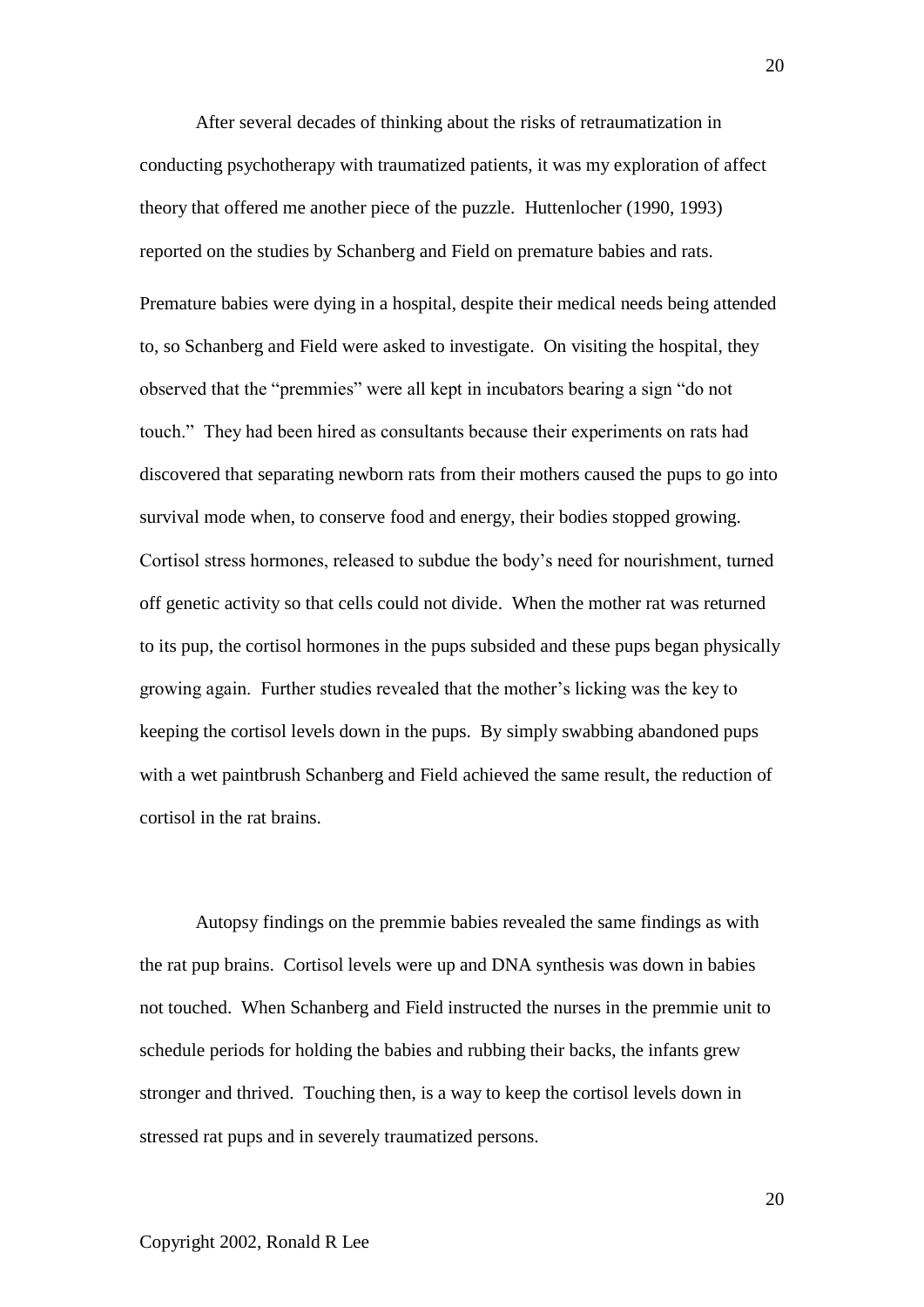After several decades of thinking about the risks of retraumatization in conducting psychotherapy with traumatized patients, it was my exploration of affect theory that offered me another piece of the puzzle. Huttenlocher (1990, 1993) reported on the studies by Schanberg and Field on premature babies and rats. Premature babies were dying in a hospital, despite their medical needs being attended to, so Schanberg and Field were asked to investigate. On visiting the hospital, they observed that the "premmies" were all kept in incubators bearing a sign "do not touch." They had been hired as consultants because their experiments on rats had discovered that separating newborn rats from their mothers caused the pups to go into survival mode when, to conserve food and energy, their bodies stopped growing. Cortisol stress hormones, released to subdue the body's need for nourishment, turned off genetic activity so that cells could not divide. When the mother rat was returned to its pup, the cortisol hormones in the pups subsided and these pups began physically growing again. Further studies revealed that the mother's licking was the key to keeping the cortisol levels down in the pups. By simply swabbing abandoned pups with a wet paintbrush Schanberg and Field achieved the same result, the reduction of cortisol in the rat brains.

Autopsy findings on the premmie babies revealed the same findings as with the rat pup brains. Cortisol levels were up and DNA synthesis was down in babies not touched. When Schanberg and Field instructed the nurses in the premmie unit to schedule periods for holding the babies and rubbing their backs, the infants grew stronger and thrived. Touching then, is a way to keep the cortisol levels down in stressed rat pups and in severely traumatized persons.

Copyright 2002, Ronald R Lee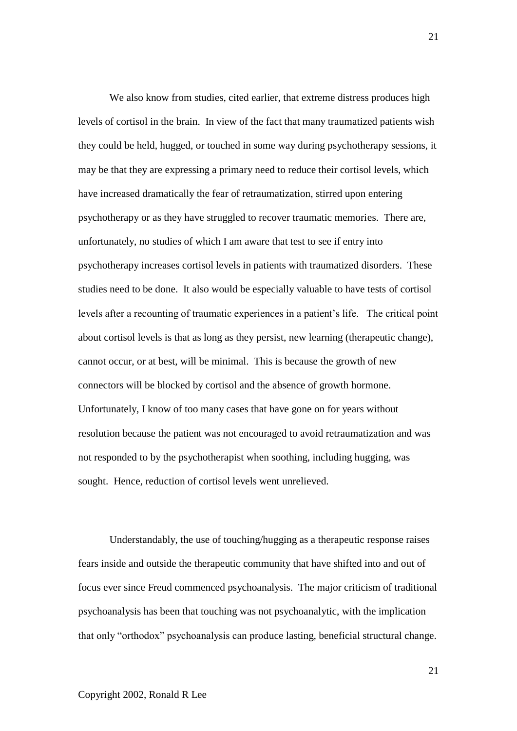We also know from studies, cited earlier, that extreme distress produces high levels of cortisol in the brain. In view of the fact that many traumatized patients wish they could be held, hugged, or touched in some way during psychotherapy sessions, it may be that they are expressing a primary need to reduce their cortisol levels, which have increased dramatically the fear of retraumatization, stirred upon entering psychotherapy or as they have struggled to recover traumatic memories. There are, unfortunately, no studies of which I am aware that test to see if entry into psychotherapy increases cortisol levels in patients with traumatized disorders. These studies need to be done. It also would be especially valuable to have tests of cortisol levels after a recounting of traumatic experiences in a patient's life. The critical point about cortisol levels is that as long as they persist, new learning (therapeutic change), cannot occur, or at best, will be minimal. This is because the growth of new connectors will be blocked by cortisol and the absence of growth hormone. Unfortunately, I know of too many cases that have gone on for years without resolution because the patient was not encouraged to avoid retraumatization and was not responded to by the psychotherapist when soothing, including hugging, was sought. Hence, reduction of cortisol levels went unrelieved.

Understandably, the use of touching/hugging as a therapeutic response raises fears inside and outside the therapeutic community that have shifted into and out of focus ever since Freud commenced psychoanalysis. The major criticism of traditional psychoanalysis has been that touching was not psychoanalytic, with the implication that only "orthodox" psychoanalysis can produce lasting, beneficial structural change.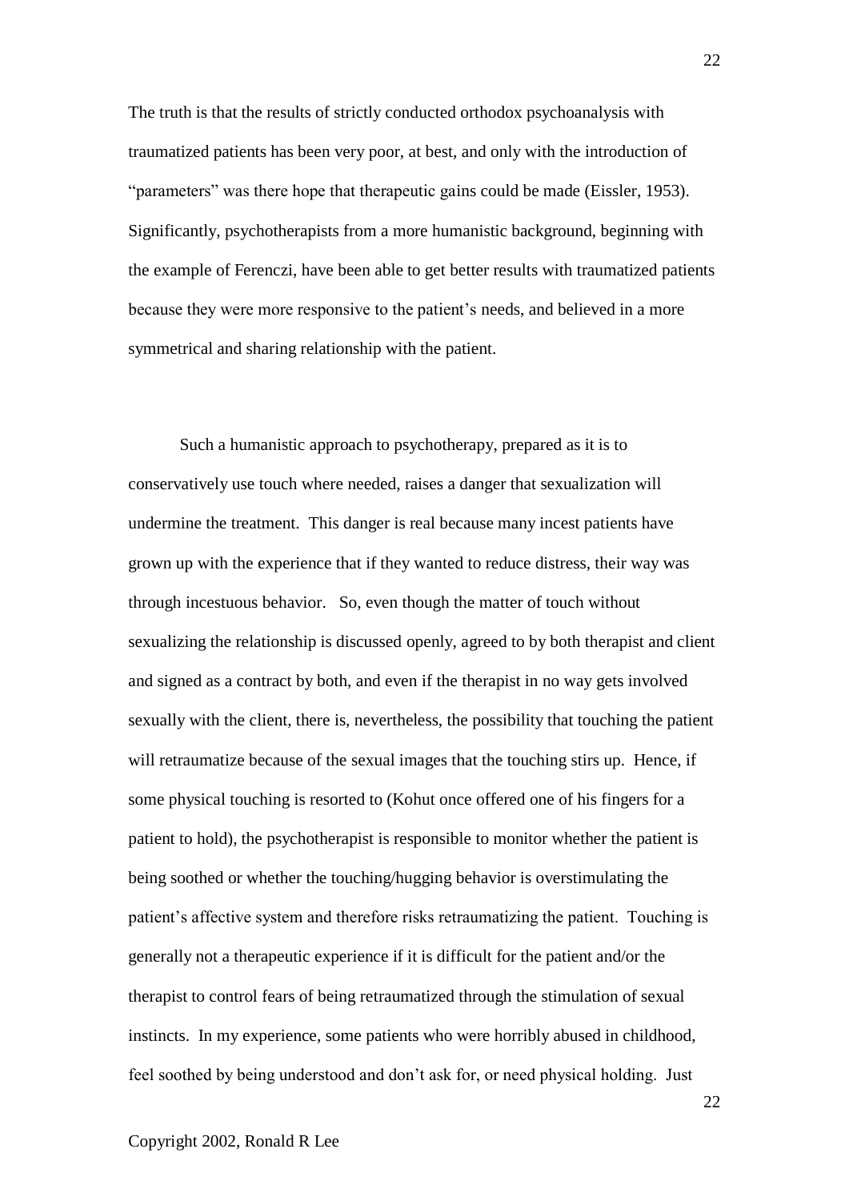The truth is that the results of strictly conducted orthodox psychoanalysis with traumatized patients has been very poor, at best, and only with the introduction of "parameters" was there hope that therapeutic gains could be made (Eissler, 1953). Significantly, psychotherapists from a more humanistic background, beginning with the example of Ferenczi, have been able to get better results with traumatized patients because they were more responsive to the patient's needs, and believed in a more symmetrical and sharing relationship with the patient.

Such a humanistic approach to psychotherapy, prepared as it is to conservatively use touch where needed, raises a danger that sexualization will undermine the treatment. This danger is real because many incest patients have grown up with the experience that if they wanted to reduce distress, their way was through incestuous behavior. So, even though the matter of touch without sexualizing the relationship is discussed openly, agreed to by both therapist and client and signed as a contract by both, and even if the therapist in no way gets involved sexually with the client, there is, nevertheless, the possibility that touching the patient will retraumatize because of the sexual images that the touching stirs up. Hence, if some physical touching is resorted to (Kohut once offered one of his fingers for a patient to hold), the psychotherapist is responsible to monitor whether the patient is being soothed or whether the touching/hugging behavior is overstimulating the patient's affective system and therefore risks retraumatizing the patient. Touching is generally not a therapeutic experience if it is difficult for the patient and/or the therapist to control fears of being retraumatized through the stimulation of sexual instincts. In my experience, some patients who were horribly abused in childhood, feel soothed by being understood and don't ask for, or need physical holding. Just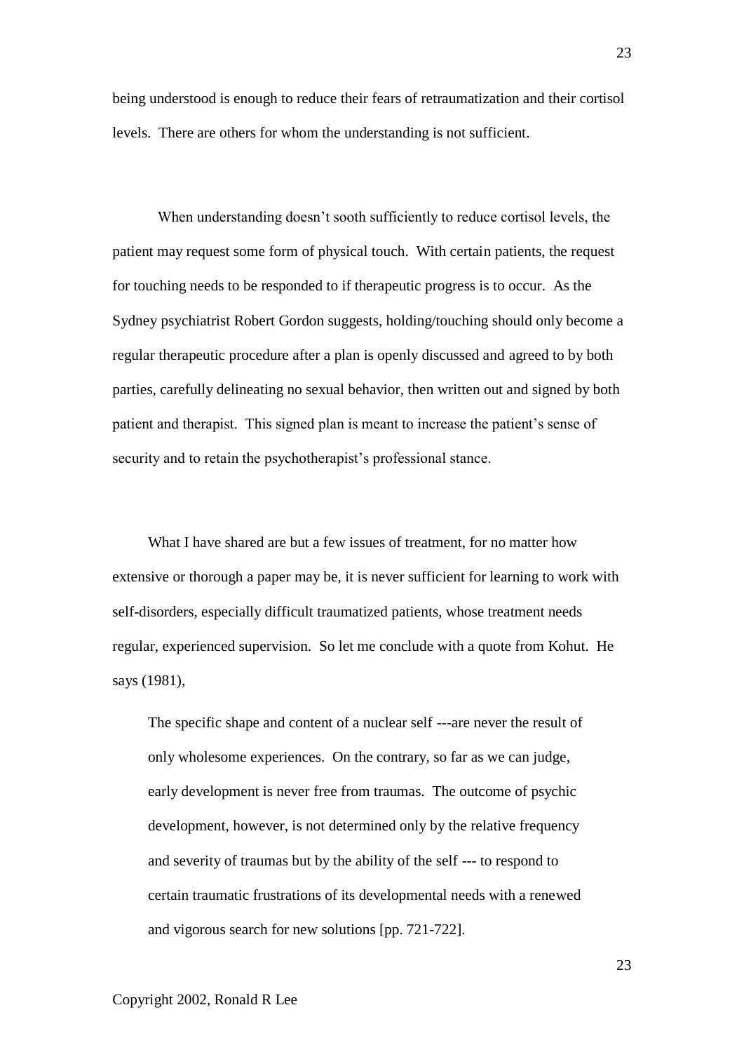being understood is enough to reduce their fears of retraumatization and their cortisol levels. There are others for whom the understanding is not sufficient.

When understanding doesn't sooth sufficiently to reduce cortisol levels, the patient may request some form of physical touch. With certain patients, the request for touching needs to be responded to if therapeutic progress is to occur. As the Sydney psychiatrist Robert Gordon suggests, holding/touching should only become a regular therapeutic procedure after a plan is openly discussed and agreed to by both parties, carefully delineating no sexual behavior, then written out and signed by both patient and therapist. This signed plan is meant to increase the patient's sense of security and to retain the psychotherapist's professional stance.

What I have shared are but a few issues of treatment, for no matter how extensive or thorough a paper may be, it is never sufficient for learning to work with self-disorders, especially difficult traumatized patients, whose treatment needs regular, experienced supervision. So let me conclude with a quote from Kohut. He says (1981),

> The specific shape and content of a nuclear self ---are never the result of only wholesome experiences. On the contrary, so far as we can judge, early development is never free from traumas. The outcome of psychic development, however, is not determined only by the relative frequency and severity of traumas but by the ability of the self --- to respond to certain traumatic frustrations of its developmental needs with a renewed and vigorous search for new solutions [pp. 721-722].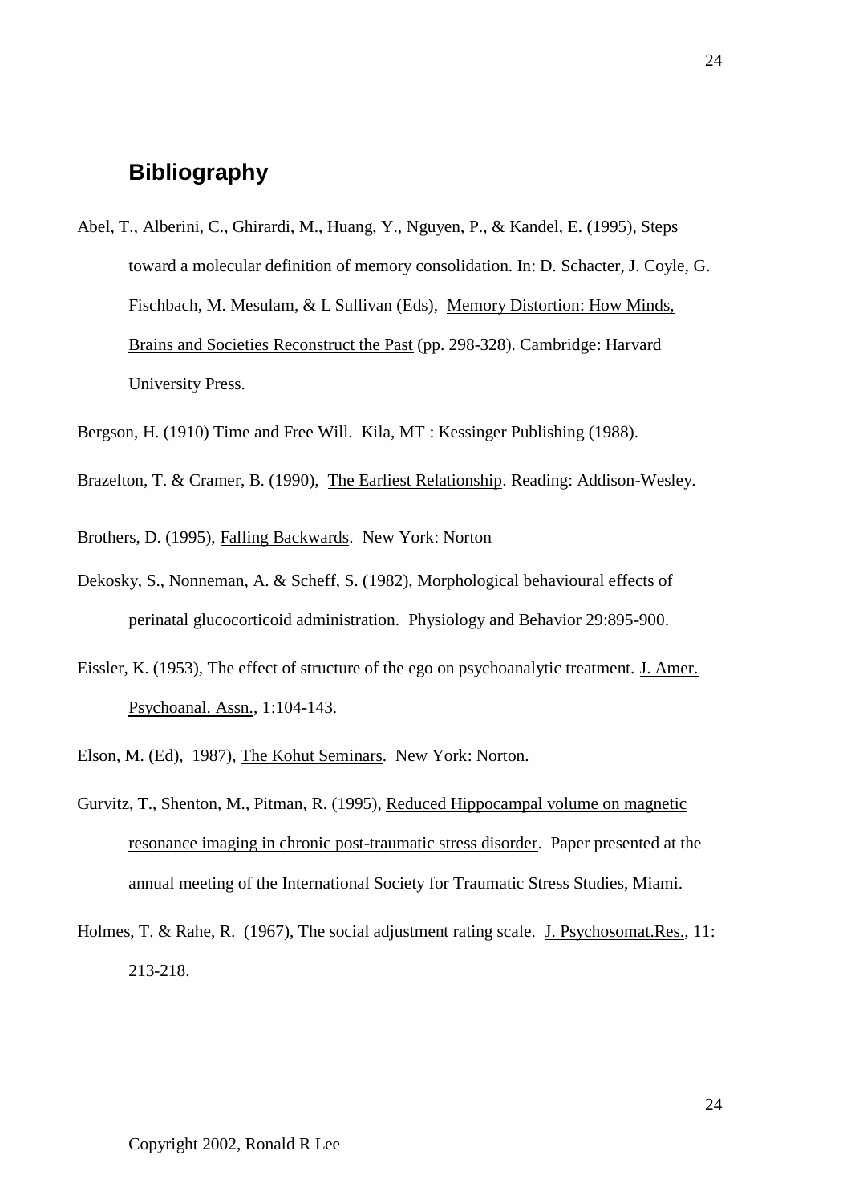## Bibliography

Abel, T., Alberini, C., Ghirardi, M., Huang, Y., Nguyen, P., & Kandel, E. (1995), Steps toward a molecular definition of memory consolidation. In: D. Schacter, J. Coyle, G. Fischbach, M. Mesulam, & L Sullivan (Eds), Memory Distortion: How Minds, Brains and Societies Reconstruct the Past (pp. 298-328). Cambridge: Harvard University Press.

Bergson, H. (1910) Time and Free Will. Kila, MT : Kessinger Publishing (1988).

Brazelton, T. & Cramer, B. (1990), The Earliest Relationship. Reading: Addison-Wesley.

Brothers, D. (1995), Falling Backwards. New York: Norton

Dekosky, S., Nonneman, A. & Scheff, S. (1982), Morphological behavioural effects of perinatal glucocorticoid administration. Physiology and Behavior 29:895-900.

Eissler, K. (1953), The effect of structure of the ego on psychoanalytic treatment. J. Amer. Psychoanal. Assn., 1:104-143.

Elson, M. (Ed), 1987), The Kohut Seminars. New York: Norton.

Gurvitz, T., Shenton, M., Pitman, R. (1995), Reduced Hippocampal volume on magnetic resonance imaging in chronic post-traumatic stress disorder. Paper presented at the annual meeting of the International Society for Traumatic Stress Studies, Miami.

Holmes, T. & Rahe, R. (1967), The social adjustment rating scale. J. Psychosomat.Res., 11: 213-218.

Copyright 2002, Ronald R Lee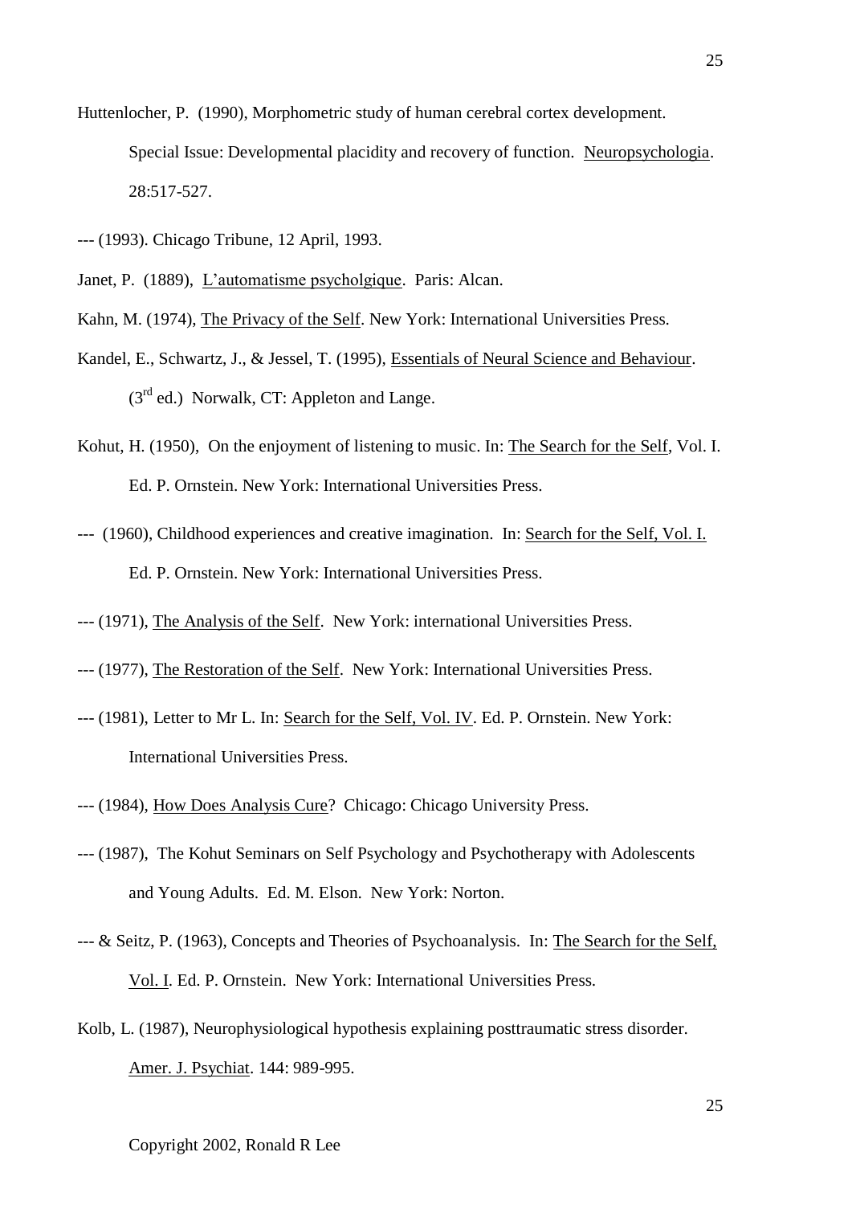Huttenlocher, P. (1990), Morphometric study of human cerebral cortex development. Special Issue: Developmental placidity and recovery of function. Neuropsychologia. 28:517-527.

--- (1993). Chicago Tribune, 12 April, 1993.

Janet, P. (1889), L'automatisme psycholgique. Paris: Alcan.

Kahn, M. (1974), The Privacy of the Self. New York: International Universities Press.

Kandel, E., Schwartz, J., & Jessel, T. (1995), Essentials of Neural Science and Behaviour. (3rd ed.) Norwalk, CT: Appleton and Lange.

Kohut, H. (1950), On the enjoyment of listening to music. In: The Search for the Self, Vol. I. Ed. P. Ornstein. New York: International Universities Press.

--- (1960), Childhood experiences and creative imagination. In: Search for the Self, Vol. I. Ed. P. Ornstein. New York: International Universities Press.

--- (1971), The Analysis of the Self. New York: international Universities Press.

--- (1977), The Restoration of the Self. New York: International Universities Press.

--- (1981), Letter to Mr L. In: Search for the Self, Vol. IV. Ed. P. Ornstein. New York: International Universities Press.

--- (1984), How Does Analysis Cure? Chicago: Chicago University Press.

--- (1987), The Kohut Seminars on Self Psychology and Psychotherapy with Adolescents and Young Adults. Ed. M. Elson. New York: Norton.

--- & Seitz, P. (1963), Concepts and Theories of Psychoanalysis. In: The Search for the Self, Vol. I. Ed. P. Ornstein. New York: International Universities Press.

Kolb, L. (1987), Neurophysiological hypothesis explaining posttraumatic stress disorder. Amer. J. Psychiat. 144: 989-995.

Copyright 2002, Ronald R Lee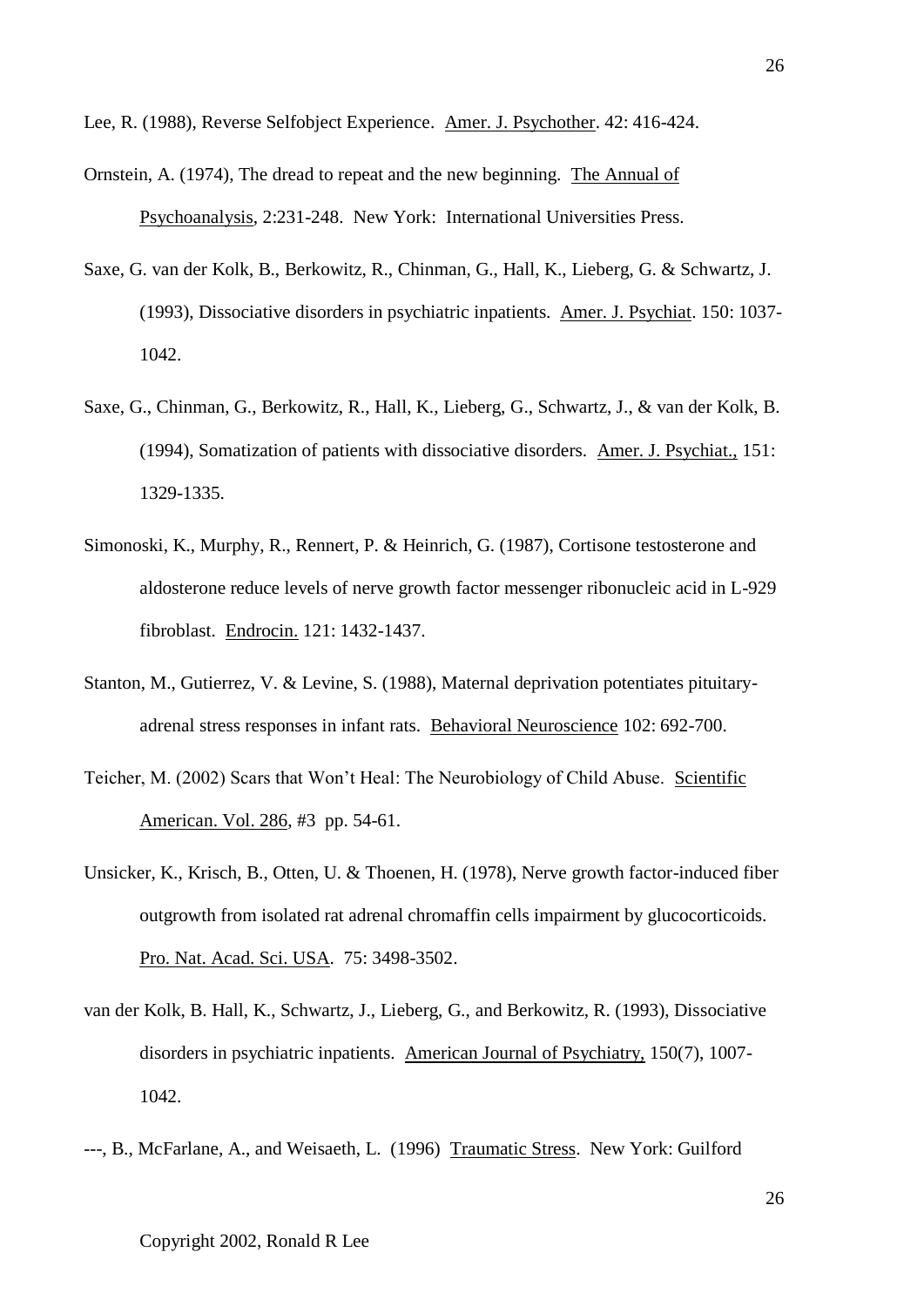Lee, R. (1988), Reverse Selfobject Experience. Amer. J. Psychother. 42: 416-424.

Ornstein, A. (1974), The dread to repeat and the new beginning. The Annual of Psychoanalysis, 2:231-248. New York: International Universities Press.

Saxe, G. van der Kolk, B., Berkowitz, R., Chinman, G., Hall, K., Lieberg, G. & Schwartz, J. (1993), Dissociative disorders in psychiatric inpatients. Amer. J. Psychiat. 150: 1037-1042.

Saxe, G., Chinman, G., Berkowitz, R., Hall, K., Lieberg, G., Schwartz, J., & van der Kolk, B. (1994), Somatization of patients with dissociative disorders. Amer. J. Psychiat., 151: 1329-1335.

Simonoski, K., Murphy, R., Rennert, P. & Heinrich, G. (1987), Cortisone testosterone and aldosterone reduce levels of nerve growth factor messenger ribonucleic acid in L-929 fibroblast. Endrocin. 121: 1432-1437.

Stanton, M., Gutierrez, V. & Levine, S. (1988), Maternal deprivation potentiates pituitary-adrenal stress responses in infant rats. Behavioral Neuroscience 102: 692-700.

Teicher, M. (2002) Scars that Won't Heal: The Neurobiology of Child Abuse. Scientific American. Vol. 286, #3 pp. 54-61.

Unsicker, K., Krisch, B., Otten, U. & Thoenen, H. (1978), Nerve growth factor-induced fiber outgrowth from isolated rat adrenal chromaffin cells impairment by glucocorticoids. Pro. Nat. Acad. Sci. USA. 75: 3498-3502.

van der Kolk, B. Hall, K., Schwartz, J., Lieberg, G., and Berkowitz, R. (1993), Dissociative disorders in psychiatric inpatients. American Journal of Psychiatry, 150(7), 1007-1042.

---, B., McFarlane, A., and Weisaeth, L. (1996) Traumatic Stress. New York: Guilford

Copyright 2002, Ronald R Lee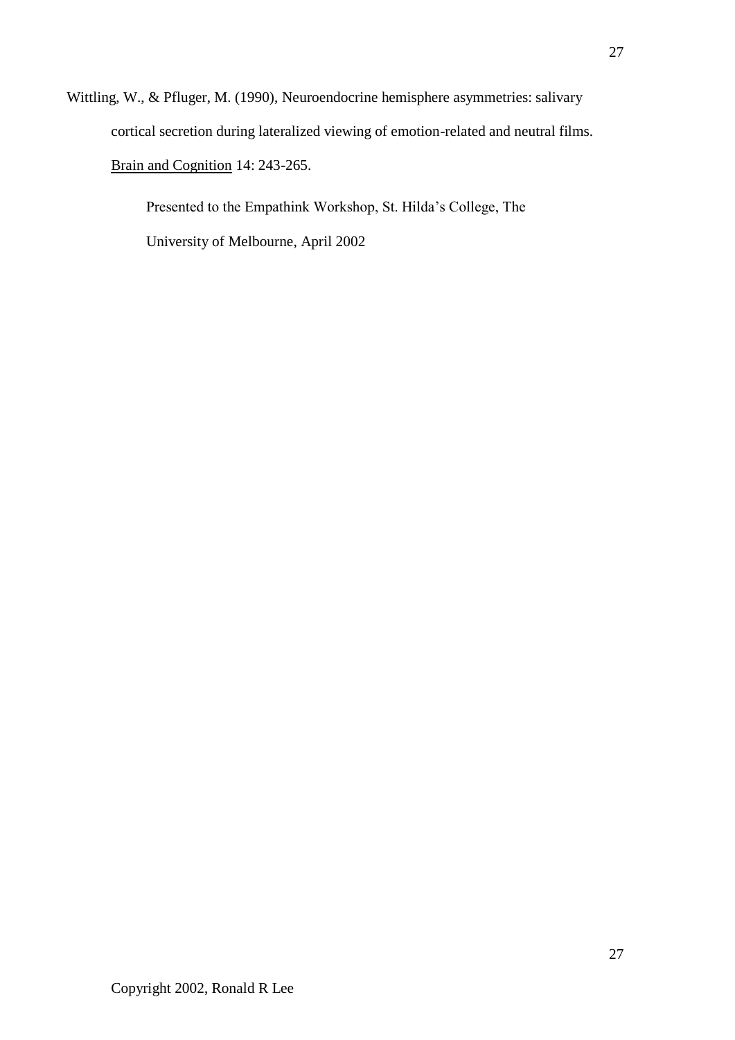Wittling, W., & Pfluger, M. (1990), Neuroendocrine hemisphere asymmetries: salivary cortical secretion during lateralized viewing of emotion-related and neutral films. Brain and Cognition 14: 243-265.

Presented to the Empathink Workshop, St. Hilda's College, The University of Melbourne, April 2002

Copyright 2002, Ronald R Lee